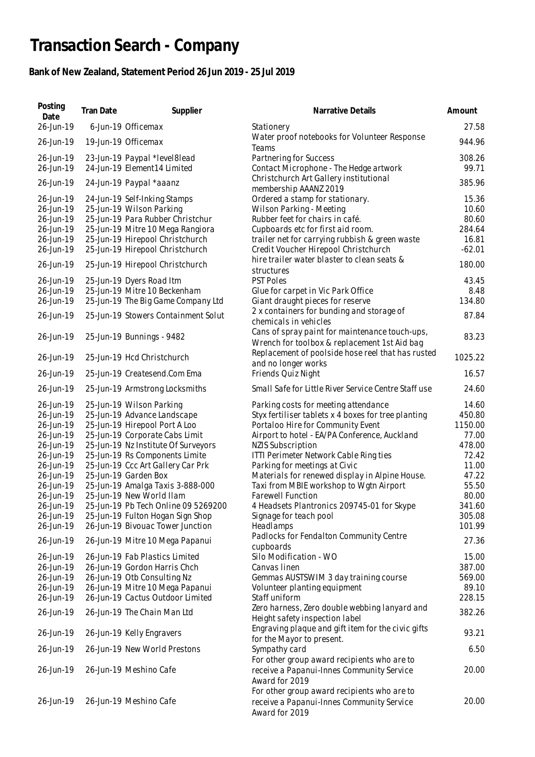# Transaction Search - Company

## Bank of New Zealand, Statement Period 26 Jun 2019 - 25 Jul 2019

| Posting Date | Tran Date | Supplier | Narrative Details | Amount |
|---|---|---|---|---|
| 26-Jun-19 | 6-Jun-19 | Officemax | Stationery | 27.58 |
| 26-Jun-19 | 19-Jun-19 | Officemax | Water proof notebooks for Volunteer Response Teams | 944.96 |
| 26-Jun-19 | 23-Jun-19 | Paypal *level8lead | Partnering for Success | 308.26 |
| 26-Jun-19 | 24-Jun-19 | Element14 Limited | Contact Microphone - The Hedge artwork | 99.71 |
| 26-Jun-19 | 24-Jun-19 | Paypal *aaanz | Christchurch Art Gallery institutional membership AAANZ 2019 | 385.96 |
| 26-Jun-19 | 24-Jun-19 | Self-Inking Stamps | Ordered a stamp for stationary. | 15.36 |
| 26-Jun-19 | 25-Jun-19 | Wilson Parking | Wilson Parking - Meeting | 10.60 |
| 26-Jun-19 | 25-Jun-19 | Para Rubber Christchur | Rubber feet for chairs in café. | 80.60 |
| 26-Jun-19 | 25-Jun-19 | Mitre 10 Mega Rangiora | Cupboards etc for first aid room. | 284.64 |
| 26-Jun-19 | 25-Jun-19 | Hirepool Christchurch | trailer net for carrying rubbish & green waste | 16.81 |
| 26-Jun-19 | 25-Jun-19 | Hirepool Christchurch | Credit Voucher Hirepool Christchurch | -62.01 |
| 26-Jun-19 | 25-Jun-19 | Hirepool Christchurch | hire trailer water blaster to clean seats & structures | 180.00 |
| 26-Jun-19 | 25-Jun-19 | Dyers Road Itm | PST Poles | 43.45 |
| 26-Jun-19 | 25-Jun-19 | Mitre 10 Beckenham | Glue for carpet in Vic Park Office | 8.48 |
| 26-Jun-19 | 25-Jun-19 | The Big Game Company Ltd | Giant draught pieces for reserve | 134.80 |
| 26-Jun-19 | 25-Jun-19 | Stowers Containment Solut | 2 x containers for bunding and storage of chemicals in vehicles | 87.84 |
| 26-Jun-19 | 25-Jun-19 | Bunnings - 9482 | Cans of spray paint for maintenance touch-ups, Wrench for toolbox & replacement 1st Aid bag | 83.23 |
| 26-Jun-19 | 25-Jun-19 | Hcd Christchurch | Replacement of poolside hose reel that has rusted and no longer works | 1025.22 |
| 26-Jun-19 | 25-Jun-19 | Createsend.Com Ema | Friends Quiz Night | 16.57 |
| 26-Jun-19 | 25-Jun-19 | Armstrong Locksmiths | Small Safe for Little River Service Centre Staff use | 24.60 |
| 26-Jun-19 | 25-Jun-19 | Wilson Parking | Parking costs for meeting attendance | 14.60 |
| 26-Jun-19 | 25-Jun-19 | Advance Landscape | Styx fertiliser tablets x 4 boxes for tree planting | 450.80 |
| 26-Jun-19 | 25-Jun-19 | Hirepool Port A Loo | Portaloo Hire for Community Event | 1150.00 |
| 26-Jun-19 | 25-Jun-19 | Corporate Cabs Limit | Airport to hotel - EA/PA Conference, Auckland | 77.00 |
| 26-Jun-19 | 25-Jun-19 | Nz Institute Of Surveyors | NZIS Subscription | 478.00 |
| 26-Jun-19 | 25-Jun-19 | Rs Components Limite | ITTI Perimeter Network Cable Ring ties | 72.42 |
| 26-Jun-19 | 25-Jun-19 | Ccc Art Gallery Car Prk | Parking for meetings at Civic | 11.00 |
| 26-Jun-19 | 25-Jun-19 | Garden Box | Materials for renewed display in Alpine House. | 47.22 |
| 26-Jun-19 | 25-Jun-19 | Amalga Taxis 3-888-000 | Taxi from MBIE workshop to Wgtn Airport | 55.50 |
| 26-Jun-19 | 25-Jun-19 | New World Ilam | Farewell Function | 80.00 |
| 26-Jun-19 | 25-Jun-19 | Pb Tech Online 09 5269200 | 4 Headsets Plantronics 209745-01 for Skype | 341.60 |
| 26-Jun-19 | 25-Jun-19 | Fulton Hogan Sign Shop | Signage for teach pool | 305.08 |
| 26-Jun-19 | 26-Jun-19 | Bivouac Tower Junction | Headlamps | 101.99 |
| 26-Jun-19 | 26-Jun-19 | Mitre 10 Mega Papanui | Padlocks for Fendalton Community Centre cupboards | 27.36 |
| 26-Jun-19 | 26-Jun-19 | Fab Plastics Limited | Silo Modification - WO | 15.00 |
| 26-Jun-19 | 26-Jun-19 | Gordon Harris Chch | Canvas linen | 387.00 |
| 26-Jun-19 | 26-Jun-19 | Otb Consulting Nz | Gemmas AUSTSWIM 3 day training course | 569.00 |
| 26-Jun-19 | 26-Jun-19 | Mitre 10 Mega Papanui | Volunteer planting equipment | 89.10 |
| 26-Jun-19 | 26-Jun-19 | Cactus Outdoor Limited | Staff uniform | 228.15 |
| 26-Jun-19 | 26-Jun-19 | The Chain Man Ltd | Zero harness, Zero double webbing lanyard and Height safety inspection label | 382.26 |
| 26-Jun-19 | 26-Jun-19 | Kelly Engravers | Engraving plaque and gift item for the civic gifts for the Mayor to present. | 93.21 |
| 26-Jun-19 | 26-Jun-19 | New World Prestons | Sympathy card | 6.50 |
| 26-Jun-19 | 26-Jun-19 | Meshino Cafe | For other group award recipients who are to receive a Papanui-Innes Community Service Award for 2019 | 20.00 |
| 26-Jun-19 | 26-Jun-19 | Meshino Cafe | For other group award recipients who are to receive a Papanui-Innes Community Service Award for 2019 | 20.00 |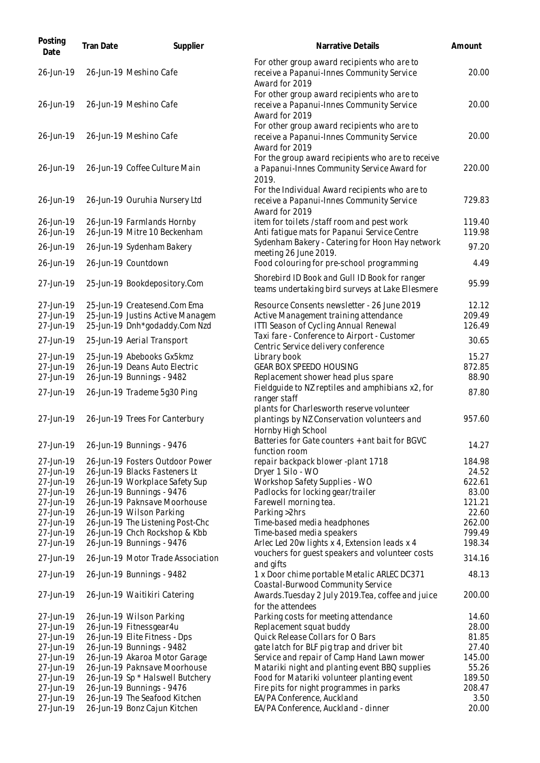| Posting Date | Tran Date | Supplier | Narrative Details | Amount |
|---|---|---|---|---|
| 26-Jun-19 | 26-Jun-19 | Meshino Cafe | For other group award recipients who are to receive a Papanui-Innes Community Service Award for 2019 | 20.00 |
| 26-Jun-19 | 26-Jun-19 | Meshino Cafe | For other group award recipients who are to receive a Papanui-Innes Community Service Award for 2019 | 20.00 |
| 26-Jun-19 | 26-Jun-19 | Meshino Cafe | For other group award recipients who are to receive a Papanui-Innes Community Service Award for 2019 | 20.00 |
| 26-Jun-19 | 26-Jun-19 | Coffee Culture Main | For the group award recipients who are to receive a Papanui-Innes Community Service Award for 2019. | 220.00 |
| 26-Jun-19 | 26-Jun-19 | Ouruhia Nursery Ltd | For the Individual Award recipients who are to receive a Papanui-Innes Community Service Award for 2019 | 729.83 |
| 26-Jun-19 | 26-Jun-19 | Farmlands Hornby | item for toilets /staff room and pest work | 119.40 |
| 26-Jun-19 | 26-Jun-19 | Mitre 10 Beckenham | Anti fatigue mats for Papanui Service Centre | 119.98 |
| 26-Jun-19 | 26-Jun-19 | Sydenham Bakery | Sydenham Bakery - Catering for Hoon Hay network meeting 26 June 2019. | 97.20 |
| 26-Jun-19 | 26-Jun-19 | Countdown | Food colouring for pre-school programming | 4.49 |
| 27-Jun-19 | 25-Jun-19 | Bookdepository.Com | Shorebird ID Book and Gull ID Book for ranger teams undertaking bird surveys at Lake Ellesmere | 95.99 |
| 27-Jun-19 | 25-Jun-19 | Createsend.Com Ema | Resource Consents newsletter - 26 June 2019 | 12.12 |
| 27-Jun-19 | 25-Jun-19 | Justins Active Managem | Active Management training attendance | 209.49 |
| 27-Jun-19 | 25-Jun-19 | Dnh*godaddy.Com Nzd | ITTI Season of Cycling Annual Renewal | 126.49 |
| 27-Jun-19 | 25-Jun-19 | Aerial Transport | Taxi fare - Conference to Airport - Customer Centric Service delivery conference | 30.65 |
| 27-Jun-19 | 25-Jun-19 | Abebooks Gx5kmz | Library book | 15.27 |
| 27-Jun-19 | 26-Jun-19 | Deans Auto Electric | GEAR BOX SPEEDO HOUSING | 872.85 |
| 27-Jun-19 | 26-Jun-19 | Bunnings - 9482 | Replacement shower head plus spare | 88.90 |
| 27-Jun-19 | 26-Jun-19 | Trademe 5g30 Ping | Fieldguide to NZ reptiles and amphibians x2, for ranger staff | 87.80 |
| 27-Jun-19 | 26-Jun-19 | Trees For Canterbury | plants for Charlesworth reserve volunteer plantings by NZ Conservation volunteers and Hornby High School | 957.60 |
| 27-Jun-19 | 26-Jun-19 | Bunnings - 9476 | Batteries for Gate counters + ant bait for BGVC function room | 14.27 |
| 27-Jun-19 | 26-Jun-19 | Fosters Outdoor Power | repair backpack blower -plant 1718 | 184.98 |
| 27-Jun-19 | 26-Jun-19 | Blacks Fasteners Lt | Dryer 1 Silo - WO | 24.52 |
| 27-Jun-19 | 26-Jun-19 | Workplace Safety Sup | Workshop Safety Supplies - WO | 622.61 |
| 27-Jun-19 | 26-Jun-19 | Bunnings - 9476 | Padlocks for locking gear/trailer | 83.00 |
| 27-Jun-19 | 26-Jun-19 | Paknsave Moorhouse | Farewell morning tea. | 121.21 |
| 27-Jun-19 | 26-Jun-19 | Wilson Parking | Parking >2hrs | 22.60 |
| 27-Jun-19 | 26-Jun-19 | The Listening Post-Chc | Time-based media headphones | 262.00 |
| 27-Jun-19 | 26-Jun-19 | Chch Rockshop & Kbb | Time-based media speakers | 799.49 |
| 27-Jun-19 | 26-Jun-19 | Bunnings - 9476 | Arlec Led 20w lights x 4, Extension leads x 4 | 198.34 |
| 27-Jun-19 | 26-Jun-19 | Motor Trade Association | vouchers for guest speakers and volunteer costs and gifts | 314.16 |
| 27-Jun-19 | 26-Jun-19 | Bunnings - 9482 | 1 x Door chime portable Metalic ARLEC DC371 | 48.13 |
| 27-Jun-19 | 26-Jun-19 | Waitikiri Catering | Coastal-Burwood Community Service Awards.Tuesday 2 July 2019.Tea, coffee and juice for the attendees | 200.00 |
| 27-Jun-19 | 26-Jun-19 | Wilson Parking | Parking costs for meeting attendance | 14.60 |
| 27-Jun-19 | 26-Jun-19 | Fitnessgear4u | Replacement squat buddy | 28.00 |
| 27-Jun-19 | 26-Jun-19 | Elite Fitness - Dps | Quick Release Collars for O Bars | 81.85 |
| 27-Jun-19 | 26-Jun-19 | Bunnings - 9482 | gate latch for BLF pig trap and driver bit | 27.40 |
| 27-Jun-19 | 26-Jun-19 | Akaroa Motor Garage | Service and repair of Camp Hand Lawn mower | 145.00 |
| 27-Jun-19 | 26-Jun-19 | Paknsave Moorhouse | Matariki night and planting event BBQ supplies | 55.26 |
| 27-Jun-19 | 26-Jun-19 | Sp * Halswell Butchery | Food for Matariki volunteer planting event | 189.50 |
| 27-Jun-19 | 26-Jun-19 | Bunnings - 9476 | Fire pits for night programmes in parks | 208.47 |
| 27-Jun-19 | 26-Jun-19 | The Seafood Kitchen | EA/PA Conference, Auckland | 3.50 |
| 27-Jun-19 | 26-Jun-19 | Bonz Cajun Kitchen | EA/PA Conference, Auckland - dinner | 20.00 |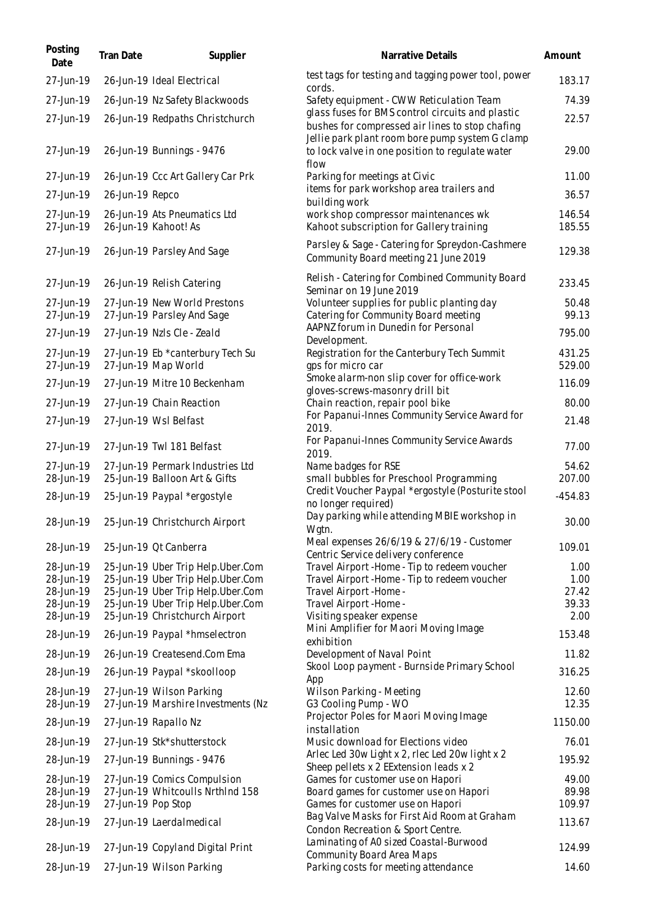| Posting Date | Tran Date | Supplier | Narrative Details | Amount |
|---|---|---|---|---|
| 27-Jun-19 | 26-Jun-19 | Ideal Electrical | test tags for testing and tagging power tool, power cords. | 183.17 |
| 27-Jun-19 | 26-Jun-19 | Nz Safety Blackwoods | Safety equipment - CWW Reticulation Team | 74.39 |
| 27-Jun-19 | 26-Jun-19 | Redpaths Christchurch | glass fuses for BMS control circuits and plastic bushes for compressed air lines to stop chafing | 22.57 |
| 27-Jun-19 | 26-Jun-19 | Bunnings - 9476 | Jellie park plant room bore pump system G clamp to lock valve in one position to regulate water flow | 29.00 |
| 27-Jun-19 | 26-Jun-19 | Ccc Art Gallery Car Prk | Parking for meetings at Civic | 11.00 |
| 27-Jun-19 | 26-Jun-19 | Repco | items for park workshop area trailers and building work | 36.57 |
| 27-Jun-19 | 26-Jun-19 | Ats Pneumatics Ltd | work shop compressor maintenances wk | 146.54 |
| 27-Jun-19 | 26-Jun-19 | Kahoot! As | Kahoot subscription for Gallery training | 185.55 |
| 27-Jun-19 | 26-Jun-19 | Parsley And Sage | Parsley & Sage - Catering for Spreydon-Cashmere Community Board meeting 21 June 2019 | 129.38 |
| 27-Jun-19 | 26-Jun-19 | Relish Catering | Relish - Catering for Combined Community Board Seminar on 19 June 2019 | 233.45 |
| 27-Jun-19 | 27-Jun-19 | New World Prestons | Volunteer supplies for public planting day | 50.48 |
| 27-Jun-19 | 27-Jun-19 | Parsley And Sage | Catering for Community Board meeting | 99.13 |
| 27-Jun-19 | 27-Jun-19 | Nzls Cle - Zeald | AAPNZ forum in Dunedin for Personal Development. | 795.00 |
| 27-Jun-19 | 27-Jun-19 | Eb *canterbury Tech Su | Registration for the Canterbury Tech Summit | 431.25 |
| 27-Jun-19 | 27-Jun-19 | Map World | gps for micro car | 529.00 |
| 27-Jun-19 | 27-Jun-19 | Mitre 10 Beckenham | Smoke alarm-non slip cover for office-work gloves-screws-masonry drill bit | 116.09 |
| 27-Jun-19 | 27-Jun-19 | Chain Reaction | Chain reaction, repair pool bike | 80.00 |
| 27-Jun-19 | 27-Jun-19 | Wsl Belfast | For Papanui-Innes Community Service Award for 2019. | 21.48 |
| 27-Jun-19 | 27-Jun-19 | Twl 181 Belfast | For Papanui-Innes Community Service Awards 2019. | 77.00 |
| 27-Jun-19 | 27-Jun-19 | Permark Industries Ltd | Name badges for RSE | 54.62 |
| 28-Jun-19 | 25-Jun-19 | Balloon Art & Gifts | small bubbles for Preschool Programming | 207.00 |
| 28-Jun-19 | 25-Jun-19 | Paypal *ergostyle | Credit Voucher Paypal *ergostyle (Posturite stool no longer required) | -454.83 |
| 28-Jun-19 | 25-Jun-19 | Christchurch Airport | Day parking while attending MBIE workshop in Wgtn. | 30.00 |
| 28-Jun-19 | 25-Jun-19 | Qt Canberra | Meal expenses 26/6/19 & 27/6/19 - Customer Centric Service delivery conference | 109.01 |
| 28-Jun-19 | 25-Jun-19 | Uber Trip Help.Uber.Com | Travel Airport -Home - Tip to redeem voucher | 1.00 |
| 28-Jun-19 | 25-Jun-19 | Uber Trip Help.Uber.Com | Travel Airport -Home - Tip to redeem voucher | 1.00 |
| 28-Jun-19 | 25-Jun-19 | Uber Trip Help.Uber.Com | Travel Airport -Home - | 27.42 |
| 28-Jun-19 | 25-Jun-19 | Uber Trip Help.Uber.Com | Travel Airport -Home - | 39.33 |
| 28-Jun-19 | 25-Jun-19 | Christchurch Airport | Visiting speaker expense | 2.00 |
| 28-Jun-19 | 26-Jun-19 | Paypal *hmselectron | Mini Amplifier for Maori Moving Image exhibition | 153.48 |
| 28-Jun-19 | 26-Jun-19 | Createsend.Com Ema | Development of Naval Point | 11.82 |
| 28-Jun-19 | 26-Jun-19 | Paypal *skoolloop | Skool Loop payment - Burnside Primary School App | 316.25 |
| 28-Jun-19 | 27-Jun-19 | Wilson Parking | Wilson Parking - Meeting | 12.60 |
| 28-Jun-19 | 27-Jun-19 | Marshire Investments (Nz | G3 Cooling Pump - WO | 12.35 |
| 28-Jun-19 | 27-Jun-19 | Rapallo Nz | Projector Poles for Maori Moving Image installation | 1150.00 |
| 28-Jun-19 | 27-Jun-19 | Stk*shutterstock | Music download for Elections video | 76.01 |
| 28-Jun-19 | 27-Jun-19 | Bunnings - 9476 | Arlec Led 30w Light x 2, rlec Led 20w light x 2 Sheep pellets x 2 EExtension leads x 2 | 195.92 |
| 28-Jun-19 | 27-Jun-19 | Comics Compulsion | Games for customer use on Hapori | 49.00 |
| 28-Jun-19 | 27-Jun-19 | Whitcoulls Nrthlnd 158 | Board games for customer use on Hapori | 89.98 |
| 28-Jun-19 | 27-Jun-19 | Pop Stop | Games for customer use on Hapori | 109.97 |
| 28-Jun-19 | 27-Jun-19 | Laerdalmedical | Bag Valve Masks for First Aid Room at Graham Condon Recreation & Sport Centre. | 113.67 |
| 28-Jun-19 | 27-Jun-19 | Copyland Digital Print | Laminating of A0 sized Coastal-Burwood Community Board Area Maps | 124.99 |
| 28-Jun-19 | 27-Jun-19 | Wilson Parking | Parking costs for meeting attendance | 14.60 |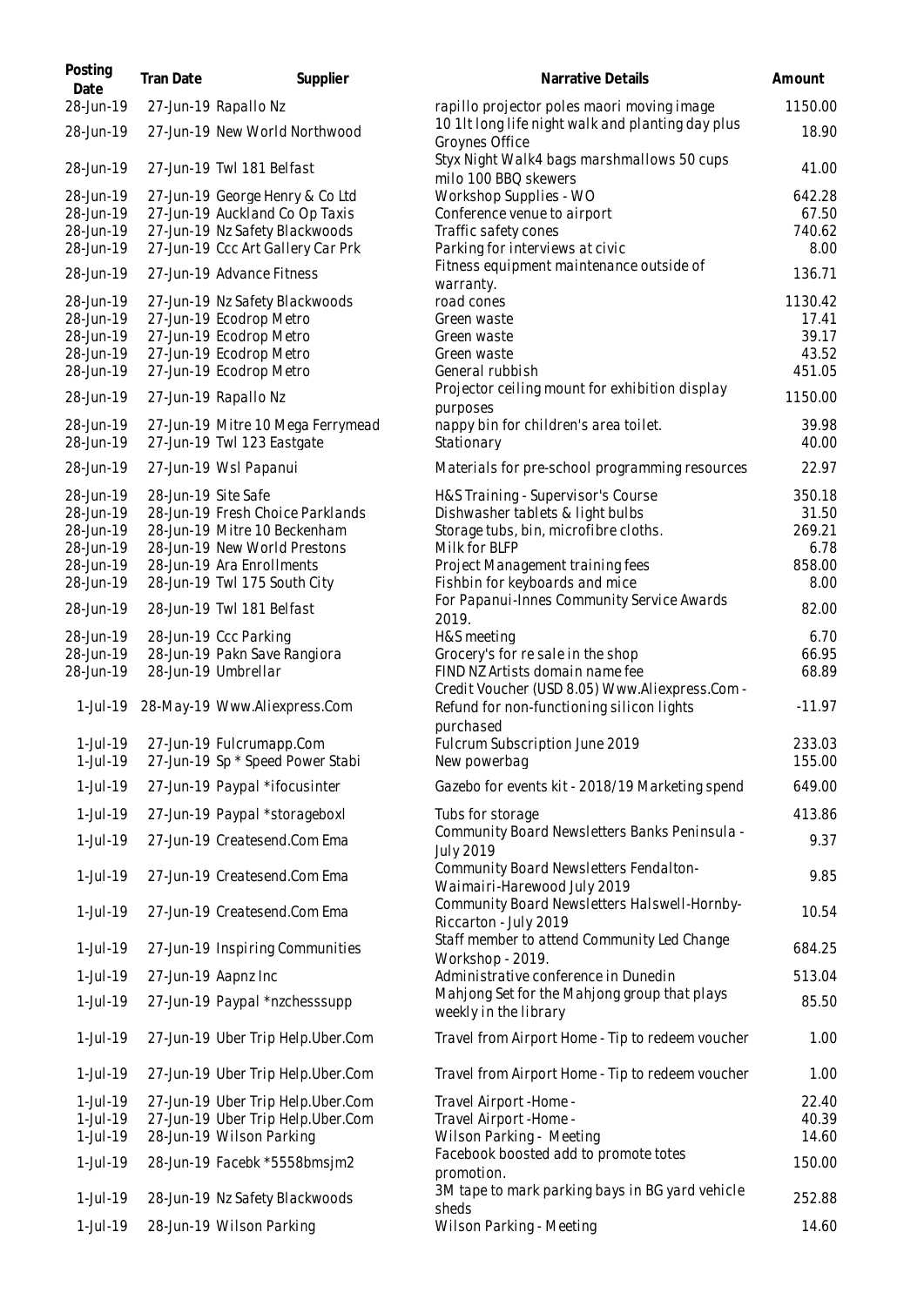| Posting Date | Tran Date | Supplier | Narrative Details | Amount |
| --- | --- | --- | --- | --- |
| 28-Jun-19 | 27-Jun-19 | Rapallo Nz | rapillo projector poles maori moving image | 1150.00 |
| 28-Jun-19 | 27-Jun-19 | New World Northwood | 10 1lt long life night walk and planting day plus Groynes Office | 18.90 |
| 28-Jun-19 | 27-Jun-19 | Twl 181 Belfast | Styx Night Walk4 bags marshmallows 50 cups milo 100 BBQ skewers | 41.00 |
| 28-Jun-19 | 27-Jun-19 | George Henry & Co Ltd | Workshop Supplies - WO | 642.28 |
| 28-Jun-19 | 27-Jun-19 | Auckland Co Op Taxis | Conference venue to airport | 67.50 |
| 28-Jun-19 | 27-Jun-19 | Nz Safety Blackwoods | Traffic safety cones | 740.62 |
| 28-Jun-19 | 27-Jun-19 | Ccc Art Gallery Car Prk | Parking for interviews at civic | 8.00 |
| 28-Jun-19 | 27-Jun-19 | Advance Fitness | Fitness equipment maintenance outside of warranty. | 136.71 |
| 28-Jun-19 | 27-Jun-19 | Nz Safety Blackwoods | road cones | 1130.42 |
| 28-Jun-19 | 27-Jun-19 | Ecodrop Metro | Green waste | 17.41 |
| 28-Jun-19 | 27-Jun-19 | Ecodrop Metro | Green waste | 39.17 |
| 28-Jun-19 | 27-Jun-19 | Ecodrop Metro | Green waste | 43.52 |
| 28-Jun-19 | 27-Jun-19 | Ecodrop Metro | General rubbish | 451.05 |
| 28-Jun-19 | 27-Jun-19 | Rapallo Nz | Projector ceiling mount for exhibition display purposes | 1150.00 |
| 28-Jun-19 | 27-Jun-19 | Mitre 10 Mega Ferrymead | nappy bin for children's area toilet. | 39.98 |
| 28-Jun-19 | 27-Jun-19 | Twl 123 Eastgate | Stationary | 40.00 |
| 28-Jun-19 | 27-Jun-19 | Wsl Papanui | Materials for pre-school programming resources | 22.97 |
| 28-Jun-19 | 28-Jun-19 | Site Safe | H&S Training - Supervisor's Course | 350.18 |
| 28-Jun-19 | 28-Jun-19 | Fresh Choice Parklands | Dishwasher tablets & light bulbs | 31.50 |
| 28-Jun-19 | 28-Jun-19 | Mitre 10 Beckenham | Storage tubs, bin, microfibre cloths. | 269.21 |
| 28-Jun-19 | 28-Jun-19 | New World Prestons | Milk for BLFP | 6.78 |
| 28-Jun-19 | 28-Jun-19 | Ara Enrollments | Project Management training fees | 858.00 |
| 28-Jun-19 | 28-Jun-19 | Twl 175 South City | Fishbin for keyboards and mice | 8.00 |
| 28-Jun-19 | 28-Jun-19 | Twl 181 Belfast | For Papanui-Innes Community Service Awards 2019. | 82.00 |
| 28-Jun-19 | 28-Jun-19 | Ccc Parking | H&S meeting | 6.70 |
| 28-Jun-19 | 28-Jun-19 | Pakn Save Rangiora | Grocery's for re sale in the shop | 66.95 |
| 28-Jun-19 | 28-Jun-19 | Umbrellar | FIND NZ Artists domain name fee | 68.89 |
| 1-Jul-19 | 28-May-19 | Www.Aliexpress.Com | Credit Voucher (USD 8.05) Www.Aliexpress.Com - Refund for non-functioning silicon lights purchased | -11.97 |
| 1-Jul-19 | 27-Jun-19 | Fulcrumapp.Com | Fulcrum Subscription June 2019 | 233.03 |
| 1-Jul-19 | 27-Jun-19 | Sp * Speed Power Stabi | New powerbag | 155.00 |
| 1-Jul-19 | 27-Jun-19 | Paypal *ifocusinter | Gazebo for events kit - 2018/19 Marketing spend | 649.00 |
| 1-Jul-19 | 27-Jun-19 | Paypal *storageboxl | Tubs for storage | 413.86 |
| 1-Jul-19 | 27-Jun-19 | Createsend.Com Ema | Community Board Newsletters Banks Peninsula - July 2019 | 9.37 |
| 1-Jul-19 | 27-Jun-19 | Createsend.Com Ema | Community Board Newsletters Fendalton-Waimairi-Harewood July 2019 | 9.85 |
| 1-Jul-19 | 27-Jun-19 | Createsend.Com Ema | Community Board Newsletters Halswell-Hornby-Riccarton - July 2019 | 10.54 |
| 1-Jul-19 | 27-Jun-19 | Inspiring Communities | Staff member to attend Community Led Change Workshop - 2019. | 684.25 |
| 1-Jul-19 | 27-Jun-19 | Aapnz Inc | Administrative conference in Dunedin | 513.04 |
| 1-Jul-19 | 27-Jun-19 | Paypal *nzchesssupp | Mahjong Set for the Mahjong group that plays weekly in the library | 85.50 |
| 1-Jul-19 | 27-Jun-19 | Uber Trip Help.Uber.Com | Travel from Airport Home - Tip to redeem voucher | 1.00 |
| 1-Jul-19 | 27-Jun-19 | Uber Trip Help.Uber.Com | Travel from Airport Home - Tip to redeem voucher | 1.00 |
| 1-Jul-19 | 27-Jun-19 | Uber Trip Help.Uber.Com | Travel Airport -Home - | 22.40 |
| 1-Jul-19 | 27-Jun-19 | Uber Trip Help.Uber.Com | Travel Airport -Home - | 40.39 |
| 1-Jul-19 | 28-Jun-19 | Wilson Parking | Wilson Parking - Meeting | 14.60 |
| 1-Jul-19 | 28-Jun-19 | Facebk *5558bmsjm2 | Facebook boosted add to promote totes promotion. | 150.00 |
| 1-Jul-19 | 28-Jun-19 | Nz Safety Blackwoods | 3M tape to mark parking bays in BG yard vehicle sheds | 252.88 |
| 1-Jul-19 | 28-Jun-19 | Wilson Parking | Wilson Parking - Meeting | 14.60 |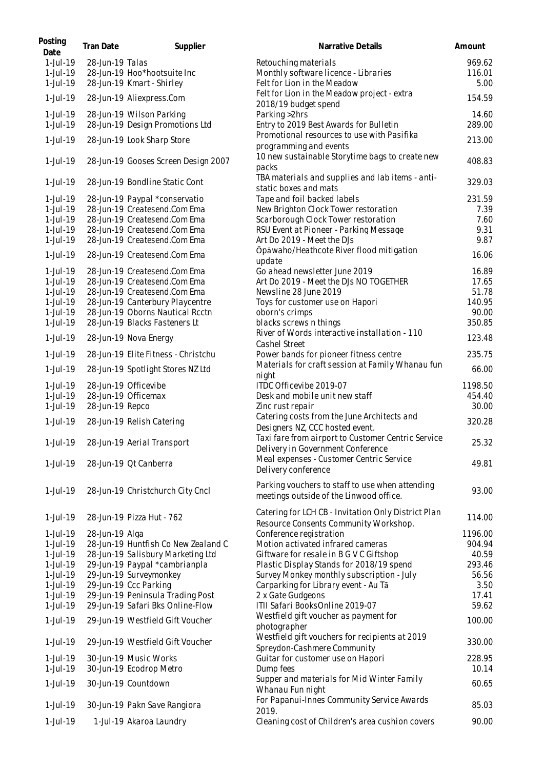| Posting Date | Tran Date | Supplier | Narrative Details | Amount |
| --- | --- | --- | --- | --- |
| 1-Jul-19 | 28-Jun-19 | Talas | Retouching materials | 969.62 |
| 1-Jul-19 | 28-Jun-19 | Hoo*hootsuite Inc | Monthly software licence - Libraries | 116.01 |
| 1-Jul-19 | 28-Jun-19 | Kmart - Shirley | Felt for Lion in the Meadow | 5.00 |
| 1-Jul-19 | 28-Jun-19 | Aliexpress.Com | Felt for Lion in the Meadow project - extra 2018/19 budget spend | 154.59 |
| 1-Jul-19 | 28-Jun-19 | Wilson Parking | Parking >2hrs | 14.60 |
| 1-Jul-19 | 28-Jun-19 | Design Promotions Ltd | Entry to 2019 Best Awards for Bulletin | 289.00 |
| 1-Jul-19 | 28-Jun-19 | Look Sharp Store | Promotional resources to use with Pasifika programming and events | 213.00 |
| 1-Jul-19 | 28-Jun-19 | Gooses Screen Design 2007 | 10 new sustainable Storytime bags to create new packs | 408.83 |
| 1-Jul-19 | 28-Jun-19 | Bondline Static Cont | TBA materials and supplies and lab items - anti-static boxes and mats | 329.03 |
| 1-Jul-19 | 28-Jun-19 | Paypal *conservatio | Tape and foil backed labels | 231.59 |
| 1-Jul-19 | 28-Jun-19 | Createsend.Com Ema | New Brighton Clock Tower restoration | 7.39 |
| 1-Jul-19 | 28-Jun-19 | Createsend.Com Ema | Scarborough Clock Tower restoration | 7.60 |
| 1-Jul-19 | 28-Jun-19 | Createsend.Com Ema | RSU Event at Pioneer - Parking Message | 9.31 |
| 1-Jul-19 | 28-Jun-19 | Createsend.Com Ema | Art Do 2019 - Meet the DJs | 9.87 |
| 1-Jul-19 | 28-Jun-19 | Createsend.Com Ema | Ōpāwaho/Heathcote River flood mitigation update | 16.06 |
| 1-Jul-19 | 28-Jun-19 | Createsend.Com Ema | Go ahead newsletter June 2019 | 16.89 |
| 1-Jul-19 | 28-Jun-19 | Createsend.Com Ema | Art Do 2019 - Meet the DJs NO TOGETHER | 17.65 |
| 1-Jul-19 | 28-Jun-19 | Createsend.Com Ema | Newsline 28 June 2019 | 51.78 |
| 1-Jul-19 | 28-Jun-19 | Canterbury Playcentre | Toys for customer use on Hapori | 140.95 |
| 1-Jul-19 | 28-Jun-19 | Oborns Nautical Rcctn | oborn's crimps | 90.00 |
| 1-Jul-19 | 28-Jun-19 | Blacks Fasteners Lt | blacks screws n things | 350.85 |
| 1-Jul-19 | 28-Jun-19 | Nova Energy | River of Words interactive installation - 110 Cashel Street | 123.48 |
| 1-Jul-19 | 28-Jun-19 | Elite Fitness - Christchu | Power bands for pioneer fitness centre | 235.75 |
| 1-Jul-19 | 28-Jun-19 | Spotlight Stores NZ Ltd | Materials for craft session at Family Whanau fun night | 66.00 |
| 1-Jul-19 | 28-Jun-19 | Officevibe | ITDC Officevibe 2019-07 | 1198.50 |
| 1-Jul-19 | 28-Jun-19 | Officemax | Desk and mobile unit new staff | 454.40 |
| 1-Jul-19 | 28-Jun-19 | Repco | Zinc rust repair | 30.00 |
| 1-Jul-19 | 28-Jun-19 | Relish Catering | Catering costs from the June Architects and Designers NZ, CCC hosted event. | 320.28 |
| 1-Jul-19 | 28-Jun-19 | Aerial Transport | Taxi fare from airport to Customer Centric Service Delivery in Government Conference | 25.32 |
| 1-Jul-19 | 28-Jun-19 | Qt Canberra | Meal expenses - Customer Centric Service Delivery conference | 49.81 |
| 1-Jul-19 | 28-Jun-19 | Christchurch City Cncl | Parking vouchers to staff to use when attending meetings outside of the Linwood office. | 93.00 |
| 1-Jul-19 | 28-Jun-19 | Pizza Hut - 762 | Catering for LCH CB - Invitation Only District Plan Resource Consents Community Workshop. | 114.00 |
| 1-Jul-19 | 28-Jun-19 | Alga | Conference registration | 1196.00 |
| 1-Jul-19 | 28-Jun-19 | Huntfish Co New Zealand C | Motion activated infrared cameras | 904.94 |
| 1-Jul-19 | 28-Jun-19 | Salisbury Marketing Ltd | Giftware for resale in B G V C Giftshop | 40.59 |
| 1-Jul-19 | 29-Jun-19 | Paypal *cambrianpla | Plastic Display Stands for 2018/19 spend | 293.46 |
| 1-Jul-19 | 29-Jun-19 | Surveymonkey | Survey Monkey monthly subscription - July | 56.56 |
| 1-Jul-19 | 29-Jun-19 | Ccc Parking | Carparking for Library event - Au Tā | 3.50 |
| 1-Jul-19 | 29-Jun-19 | Peninsula Trading Post | 2 x Gate Gudgeons | 17.41 |
| 1-Jul-19 | 29-Jun-19 | Safari Bks Online-Flow | ITII Safari BooksOnline 2019-07 | 59.62 |
| 1-Jul-19 | 29-Jun-19 | Westfield Gift Voucher | Westfield gift voucher as payment for photographer | 100.00 |
| 1-Jul-19 | 29-Jun-19 | Westfield Gift Voucher | Westfield gift vouchers for recipients at 2019 Spreydon-Cashmere Community | 330.00 |
| 1-Jul-19 | 30-Jun-19 | Music Works | Guitar for customer use on Hapori | 228.95 |
| 1-Jul-19 | 30-Jun-19 | Ecodrop Metro | Dump fees | 10.14 |
| 1-Jul-19 | 30-Jun-19 | Countdown | Supper and materials for Mid Winter Family Whanau Fun night | 60.65 |
| 1-Jul-19 | 30-Jun-19 | Pakn Save Rangiora | For Papanui-Innes Community Service Awards 2019. | 85.03 |
| 1-Jul-19 | 1-Jul-19 | Akaroa Laundry | Cleaning cost of Children's area cushion covers | 90.00 |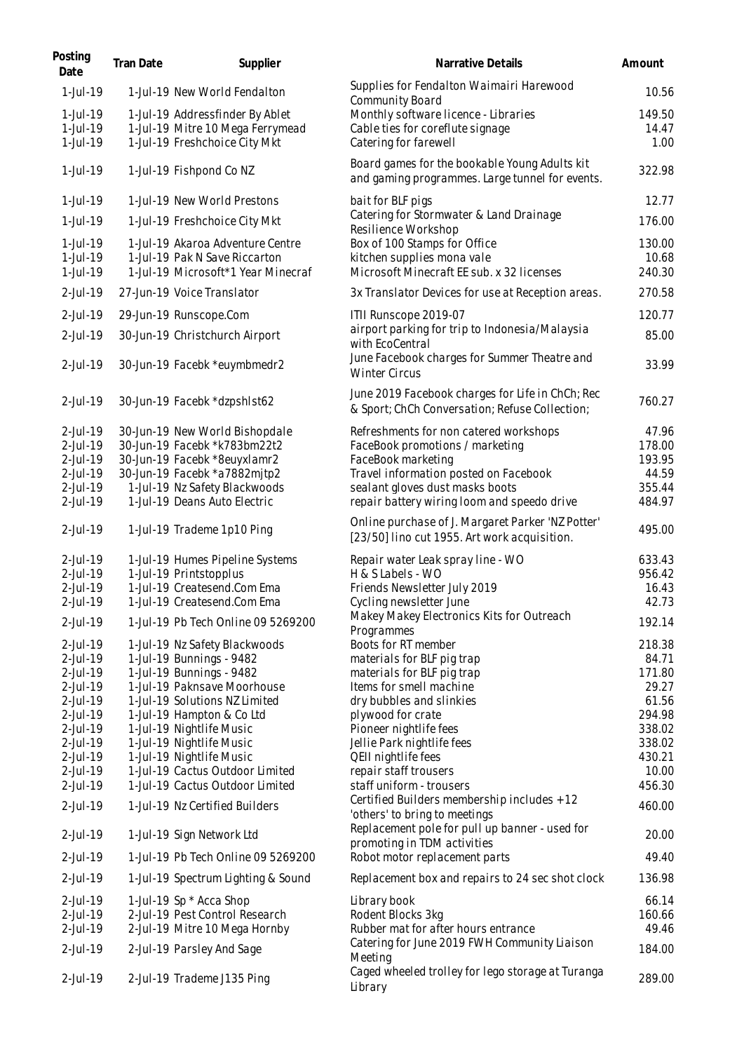| Posting Date | Tran Date | Supplier | Narrative Details | Amount |
|---|---|---|---|---|
| 1-Jul-19 | 1-Jul-19 | New World Fendalton | Supplies for Fendalton Waimairi Harewood Community Board | 10.56 |
| 1-Jul-19 | 1-Jul-19 | Addressfinder By Ablet | Monthly software licence - Libraries | 149.50 |
| 1-Jul-19 | 1-Jul-19 | Mitre 10 Mega Ferrymead | Cable ties for coreflute signage | 14.47 |
| 1-Jul-19 | 1-Jul-19 | Freshchoice City Mkt | Catering for farewell | 1.00 |
| 1-Jul-19 | 1-Jul-19 | Fishpond Co NZ | Board games for the bookable Young Adults kit and gaming programmes. Large tunnel for events. | 322.98 |
| 1-Jul-19 | 1-Jul-19 | New World Prestons | bait for BLF pigs | 12.77 |
| 1-Jul-19 | 1-Jul-19 | Freshchoice City Mkt | Catering for Stormwater & Land Drainage Resilience Workshop | 176.00 |
| 1-Jul-19 | 1-Jul-19 | Akaroa Adventure Centre | Box of 100 Stamps for Office | 130.00 |
| 1-Jul-19 | 1-Jul-19 | Pak N Save Riccarton | kitchen supplies mona vale | 10.68 |
| 1-Jul-19 | 1-Jul-19 | Microsoft*1 Year Minecraf | Microsoft Minecraft EE sub. x 32 licenses | 240.30 |
| 2-Jul-19 | 27-Jun-19 | Voice Translator | 3x Translator Devices for use at Reception areas. | 270.58 |
| 2-Jul-19 | 29-Jun-19 | Runscope.Com | ITII Runscope 2019-07 | 120.77 |
| 2-Jul-19 | 30-Jun-19 | Christchurch Airport | airport parking for trip to Indonesia/Malaysia with EcoCentral | 85.00 |
| 2-Jul-19 | 30-Jun-19 | Facebk *euymbmedr2 | June Facebook charges for Summer Theatre and Winter Circus | 33.99 |
| 2-Jul-19 | 30-Jun-19 | Facebk *dzpshlst62 | June 2019 Facebook charges for Life in ChCh; Rec & Sport; ChCh Conversation; Refuse Collection; | 760.27 |
| 2-Jul-19 | 30-Jun-19 | New World Bishopdale | Refreshments for non catered workshops | 47.96 |
| 2-Jul-19 | 30-Jun-19 | Facebk *k783bm22t2 | FaceBook promotions / marketing | 178.00 |
| 2-Jul-19 | 30-Jun-19 | Facebk *8euyxlamr2 | FaceBook marketing | 193.95 |
| 2-Jul-19 | 30-Jun-19 | Facebk *a7882mjtp2 | Travel information posted on Facebook | 44.59 |
| 2-Jul-19 | 1-Jul-19 | Nz Safety Blackwoods | sealant gloves dust masks boots | 355.44 |
| 2-Jul-19 | 1-Jul-19 | Deans Auto Electric | repair battery wiring loom and speedo drive | 484.97 |
| 2-Jul-19 | 1-Jul-19 | Trademe 1p10 Ping | Online purchase of J. Margaret Parker 'NZ Potter' [23/50] lino cut 1955. Art work acquisition. | 495.00 |
| 2-Jul-19 | 1-Jul-19 | Humes Pipeline Systems | Repair water Leak spray line - WO | 633.43 |
| 2-Jul-19 | 1-Jul-19 | Printstopplus | H & S Labels - WO | 956.42 |
| 2-Jul-19 | 1-Jul-19 | Createsend.Com Ema | Friends Newsletter July 2019 | 16.43 |
| 2-Jul-19 | 1-Jul-19 | Createsend.Com Ema | Cycling newsletter June | 42.73 |
| 2-Jul-19 | 1-Jul-19 | Pb Tech Online 09 5269200 | Makey Makey Electronics Kits for Outreach Programmes | 192.14 |
| 2-Jul-19 | 1-Jul-19 | Nz Safety Blackwoods | Boots for RT member | 218.38 |
| 2-Jul-19 | 1-Jul-19 | Bunnings - 9482 | materials for BLF pig trap | 84.71 |
| 2-Jul-19 | 1-Jul-19 | Bunnings - 9482 | materials for BLF pig trap | 171.80 |
| 2-Jul-19 | 1-Jul-19 | Paknsave Moorhouse | Items for smell machine | 29.27 |
| 2-Jul-19 | 1-Jul-19 | Solutions NZ Limited | dry bubbles and slinkies | 61.56 |
| 2-Jul-19 | 1-Jul-19 | Hampton & Co Ltd | plywood for crate | 294.98 |
| 2-Jul-19 | 1-Jul-19 | Nightlife Music | Pioneer nightlife fees | 338.02 |
| 2-Jul-19 | 1-Jul-19 | Nightlife Music | Jellie Park nightlife fees | 338.02 |
| 2-Jul-19 | 1-Jul-19 | Nightlife Music | QEII nightlife fees | 430.21 |
| 2-Jul-19 | 1-Jul-19 | Cactus Outdoor Limited | repair staff trousers | 10.00 |
| 2-Jul-19 | 1-Jul-19 | Cactus Outdoor Limited | staff uniform - trousers | 456.30 |
| 2-Jul-19 | 1-Jul-19 | Nz Certified Builders | Certified Builders membership includes +12 'others' to bring to meetings | 460.00 |
| 2-Jul-19 | 1-Jul-19 | Sign Network Ltd | Replacement pole for pull up banner - used for promoting in TDM activities | 20.00 |
| 2-Jul-19 | 1-Jul-19 | Pb Tech Online 09 5269200 | Robot motor replacement parts | 49.40 |
| 2-Jul-19 | 1-Jul-19 | Spectrum Lighting & Sound | Replacement box and repairs to 24 sec shot clock | 136.98 |
| 2-Jul-19 | 1-Jul-19 | Sp * Acca Shop | Library book | 66.14 |
| 2-Jul-19 | 2-Jul-19 | Pest Control Research | Rodent Blocks 3kg | 160.66 |
| 2-Jul-19 | 2-Jul-19 | Mitre 10 Mega Hornby | Rubber mat for after hours entrance | 49.46 |
| 2-Jul-19 | 2-Jul-19 | Parsley And Sage | Catering for June 2019 FWH Community Liaison Meeting | 184.00 |
| 2-Jul-19 | 2-Jul-19 | Trademe J135 Ping | Caged wheeled trolley for lego storage at Turanga Library | 289.00 |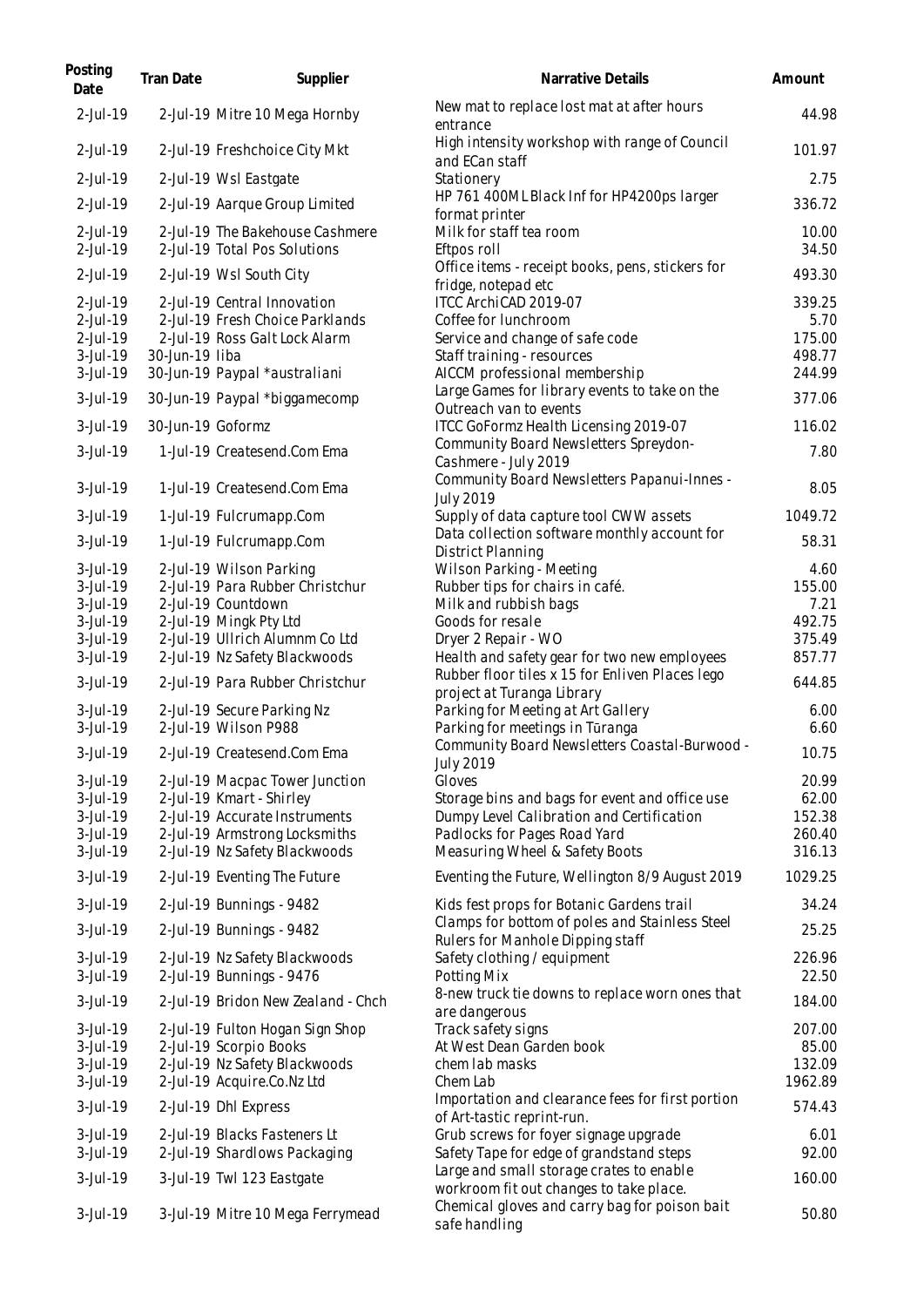| Posting Date | Tran Date | Supplier | Narrative Details | Amount |
|---|---|---|---|---|
| 2-Jul-19 | 2-Jul-19 | Mitre 10 Mega Hornby | New mat to replace lost mat at after hours entrance | 44.98 |
| 2-Jul-19 | 2-Jul-19 | Freshchoice City Mkt | High intensity workshop with range of Council and ECan staff | 101.97 |
| 2-Jul-19 | 2-Jul-19 | Wsl Eastgate | Stationery | 2.75 |
| 2-Jul-19 | 2-Jul-19 | Aarque Group Limited | HP 761 400ML Black Inf for HP4200ps larger format printer | 336.72 |
| 2-Jul-19 | 2-Jul-19 | The Bakehouse Cashmere | Milk for staff tea room | 10.00 |
| 2-Jul-19 | 2-Jul-19 | Total Pos Solutions | Eftpos roll | 34.50 |
| 2-Jul-19 | 2-Jul-19 | Wsl South City | Office items - receipt books, pens, stickers for fridge, notepad etc | 493.30 |
| 2-Jul-19 | 2-Jul-19 | Central Innovation | ITCC ArchiCAD 2019-07 | 339.25 |
| 2-Jul-19 | 2-Jul-19 | Fresh Choice Parklands | Coffee for lunchroom | 5.70 |
| 2-Jul-19 | 2-Jul-19 | Ross Galt Lock Alarm | Service and change of safe code | 175.00 |
| 3-Jul-19 | 30-Jun-19 | Iiba | Staff training - resources | 498.77 |
| 3-Jul-19 | 30-Jun-19 | Paypal *australiani | AICCM professional membership | 244.99 |
| 3-Jul-19 | 30-Jun-19 | Paypal *biggamecomp | Large Games for library events to take on the Outreach van to events | 377.06 |
| 3-Jul-19 | 30-Jun-19 | Goformz | ITCC GoFormz Health Licensing 2019-07 | 116.02 |
| 3-Jul-19 | 1-Jul-19 | Createsend.Com Ema | Community Board Newsletters Spreydon-Cashmere - July 2019 | 7.80 |
| 3-Jul-19 | 1-Jul-19 | Createsend.Com Ema | Community Board Newsletters Papanui-Innes - July 2019 | 8.05 |
| 3-Jul-19 | 1-Jul-19 | Fulcrumapp.Com | Supply of data capture tool CWW assets | 1049.72 |
| 3-Jul-19 | 1-Jul-19 | Fulcrumapp.Com | Data collection software monthly account for District Planning | 58.31 |
| 3-Jul-19 | 2-Jul-19 | Wilson Parking | Wilson Parking - Meeting | 4.60 |
| 3-Jul-19 | 2-Jul-19 | Para Rubber Christchur | Rubber tips for chairs in café. | 155.00 |
| 3-Jul-19 | 2-Jul-19 | Countdown | Milk and rubbish bags | 7.21 |
| 3-Jul-19 | 2-Jul-19 | Mingk Pty Ltd | Goods for resale | 492.75 |
| 3-Jul-19 | 2-Jul-19 | Ullrich Alumnm Co Ltd | Dryer 2 Repair - WO | 375.49 |
| 3-Jul-19 | 2-Jul-19 | Nz Safety Blackwoods | Health and safety gear for two new employees | 857.77 |
| 3-Jul-19 | 2-Jul-19 | Para Rubber Christchur | Rubber floor tiles x 15 for Enliven Places lego project at Turanga Library | 644.85 |
| 3-Jul-19 | 2-Jul-19 | Secure Parking Nz | Parking for Meeting at Art Gallery | 6.00 |
| 3-Jul-19 | 2-Jul-19 | Wilson P988 | Parking for meetings in Tūranga | 6.60 |
| 3-Jul-19 | 2-Jul-19 | Createsend.Com Ema | Community Board Newsletters Coastal-Burwood - July 2019 | 10.75 |
| 3-Jul-19 | 2-Jul-19 | Macpac Tower Junction | Gloves | 20.99 |
| 3-Jul-19 | 2-Jul-19 | Kmart - Shirley | Storage bins and bags for event and office use | 62.00 |
| 3-Jul-19 | 2-Jul-19 | Accurate Instruments | Dumpy Level Calibration and Certification | 152.38 |
| 3-Jul-19 | 2-Jul-19 | Armstrong Locksmiths | Padlocks for Pages Road Yard | 260.40 |
| 3-Jul-19 | 2-Jul-19 | Nz Safety Blackwoods | Measuring Wheel & Safety Boots | 316.13 |
| 3-Jul-19 | 2-Jul-19 | Eventing The Future | Eventing the Future, Wellington 8/9 August 2019 | 1029.25 |
| 3-Jul-19 | 2-Jul-19 | Bunnings - 9482 | Kids fest props for Botanic Gardens trail | 34.24 |
| 3-Jul-19 | 2-Jul-19 | Bunnings - 9482 | Clamps for bottom of poles and Stainless Steel Rulers for Manhole Dipping staff | 25.25 |
| 3-Jul-19 | 2-Jul-19 | Nz Safety Blackwoods | Safety clothing / equipment | 226.96 |
| 3-Jul-19 | 2-Jul-19 | Bunnings - 9476 | Potting Mix | 22.50 |
| 3-Jul-19 | 2-Jul-19 | Bridon New Zealand - Chch | 8-new truck tie downs to replace worn ones that are dangerous | 184.00 |
| 3-Jul-19 | 2-Jul-19 | Fulton Hogan Sign Shop | Track safety signs | 207.00 |
| 3-Jul-19 | 2-Jul-19 | Scorpio Books | At West Dean Garden book | 85.00 |
| 3-Jul-19 | 2-Jul-19 | Nz Safety Blackwoods | chem lab masks | 132.09 |
| 3-Jul-19 | 2-Jul-19 | Acquire.Co.Nz Ltd | Chem Lab | 1962.89 |
| 3-Jul-19 | 2-Jul-19 | Dhl Express | Importation and clearance fees for first portion of Art-tastic reprint-run. | 574.43 |
| 3-Jul-19 | 2-Jul-19 | Blacks Fasteners Lt | Grub screws for foyer signage upgrade | 6.01 |
| 3-Jul-19 | 2-Jul-19 | Shardlows Packaging | Safety Tape for edge of grandstand steps | 92.00 |
| 3-Jul-19 | 3-Jul-19 | Twl 123 Eastgate | Large and small storage crates to enable workroom fit out changes to take place. | 160.00 |
| 3-Jul-19 | 3-Jul-19 | Mitre 10 Mega Ferrymead | Chemical gloves and carry bag for poison bait safe handling | 50.80 |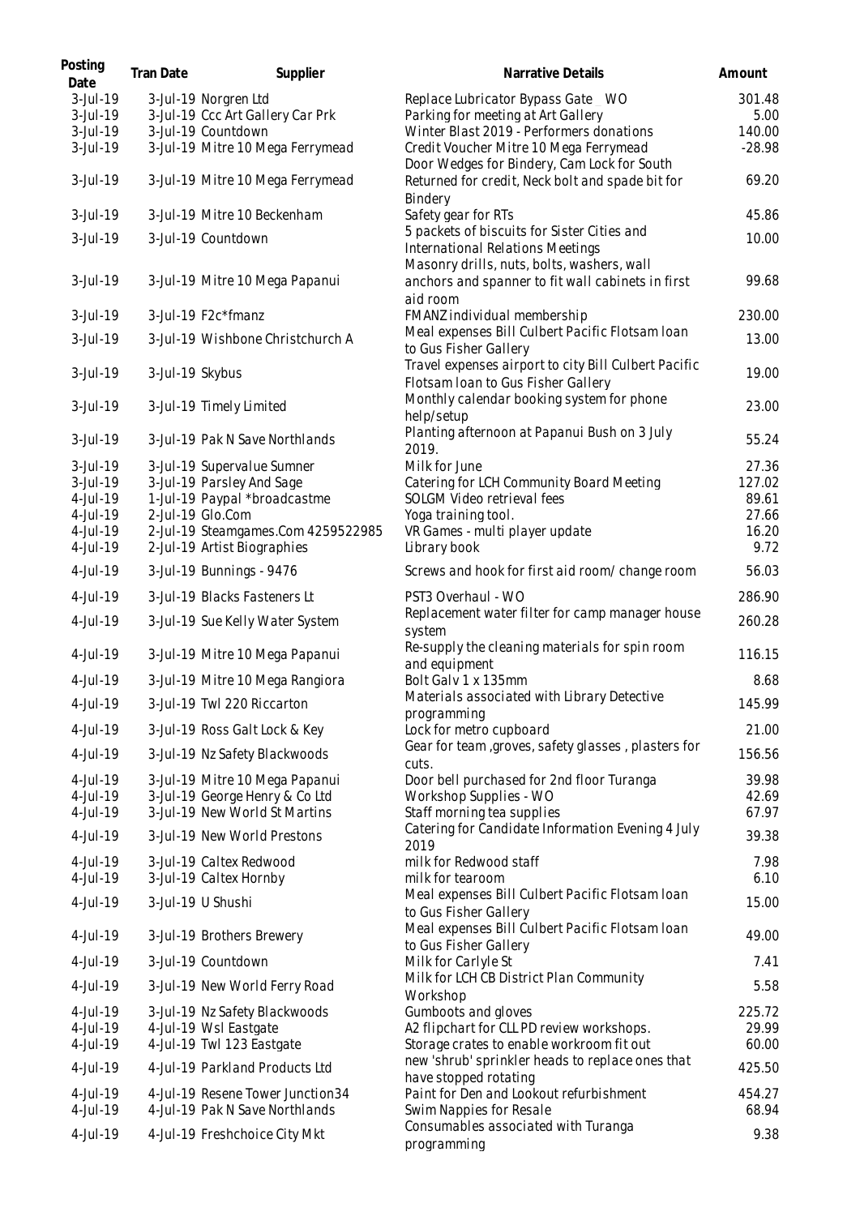| Posting Date | Tran Date | Supplier | Narrative Details | Amount |
|---|---|---|---|---|
| 3-Jul-19 | 3-Jul-19 | Norgren Ltd | Replace Lubricator Bypass Gate WO | 301.48 |
| 3-Jul-19 | 3-Jul-19 | Ccc Art Gallery Car Prk | Parking for meeting at Art Gallery | 5.00 |
| 3-Jul-19 | 3-Jul-19 | Countdown | Winter Blast 2019 - Performers donations | 140.00 |
| 3-Jul-19 | 3-Jul-19 | Mitre 10 Mega Ferrymead | Credit Voucher Mitre 10 Mega Ferrymead | -28.98 |
| 3-Jul-19 | 3-Jul-19 | Mitre 10 Mega Ferrymead | Door Wedges for Bindery, Cam Lock for South Returned for credit, Neck bolt and spade bit for Bindery | 69.20 |
| 3-Jul-19 | 3-Jul-19 | Mitre 10 Beckenham | Safety gear for RTs | 45.86 |
| 3-Jul-19 | 3-Jul-19 | Countdown | 5 packets of biscuits for Sister Cities and International Relations Meetings | 10.00 |
| 3-Jul-19 | 3-Jul-19 | Mitre 10 Mega Papanui | Masonry drills, nuts, bolts, washers, wall anchors and spanner to fit wall cabinets in first aid room | 99.68 |
| 3-Jul-19 | 3-Jul-19 | F2c*fmanz | FMANZ individual membership | 230.00 |
| 3-Jul-19 | 3-Jul-19 | Wishbone Christchurch A | Meal expenses Bill Culbert Pacific Flotsam loan to Gus Fisher Gallery | 13.00 |
| 3-Jul-19 | 3-Jul-19 | Skybus | Travel expenses airport to city Bill Culbert Pacific Flotsam loan to Gus Fisher Gallery | 19.00 |
| 3-Jul-19 | 3-Jul-19 | Timely Limited | Monthly calendar booking system for phone help/setup | 23.00 |
| 3-Jul-19 | 3-Jul-19 | Pak N Save Northlands | Planting afternoon at Papanui Bush on 3 July 2019. | 55.24 |
| 3-Jul-19 | 3-Jul-19 | Supervalue Sumner | Milk for June | 27.36 |
| 3-Jul-19 | 3-Jul-19 | Parsley And Sage | Catering for LCH Community Board Meeting | 127.02 |
| 4-Jul-19 | 1-Jul-19 | Paypal *broadcastme | SOLGM Video retrieval fees | 89.61 |
| 4-Jul-19 | 2-Jul-19 | Glo.Com | Yoga training tool. | 27.66 |
| 4-Jul-19 | 2-Jul-19 | Steamgames.Com 4259522985 | VR Games - multi player update | 16.20 |
| 4-Jul-19 | 2-Jul-19 | Artist Biographies | Library book | 9.72 |
| 4-Jul-19 | 3-Jul-19 | Bunnings - 9476 | Screws and hook for first aid room/ change room | 56.03 |
| 4-Jul-19 | 3-Jul-19 | Blacks Fasteners Lt | PST3 Overhaul - WO | 286.90 |
| 4-Jul-19 | 3-Jul-19 | Sue Kelly Water System | Replacement water filter for camp manager house system | 260.28 |
| 4-Jul-19 | 3-Jul-19 | Mitre 10 Mega Papanui | Re-supply the cleaning materials for spin room and equipment | 116.15 |
| 4-Jul-19 | 3-Jul-19 | Mitre 10 Mega Rangiora | Bolt Galv 1 x 135mm | 8.68 |
| 4-Jul-19 | 3-Jul-19 | Twl 220 Riccarton | Materials associated with Library Detective programming | 145.99 |
| 4-Jul-19 | 3-Jul-19 | Ross Galt Lock & Key | Lock for metro cupboard | 21.00 |
| 4-Jul-19 | 3-Jul-19 | Nz Safety Blackwoods | Gear for team ,groves, safety glasses , plasters for cuts. | 156.56 |
| 4-Jul-19 | 3-Jul-19 | Mitre 10 Mega Papanui | Door bell purchased for 2nd floor Turanga | 39.98 |
| 4-Jul-19 | 3-Jul-19 | George Henry & Co Ltd | Workshop Supplies - WO | 42.69 |
| 4-Jul-19 | 3-Jul-19 | New World St Martins | Staff morning tea supplies | 67.97 |
| 4-Jul-19 | 3-Jul-19 | New World Prestons | Catering for Candidate Information Evening 4 July 2019 | 39.38 |
| 4-Jul-19 | 3-Jul-19 | Caltex Redwood | milk for Redwood staff | 7.98 |
| 4-Jul-19 | 3-Jul-19 | Caltex Hornby | milk for tearoom | 6.10 |
| 4-Jul-19 | 3-Jul-19 | U Shushi | Meal expenses Bill Culbert Pacific Flotsam loan to Gus Fisher Gallery | 15.00 |
| 4-Jul-19 | 3-Jul-19 | Brothers Brewery | Meal expenses Bill Culbert Pacific Flotsam loan to Gus Fisher Gallery | 49.00 |
| 4-Jul-19 | 3-Jul-19 | Countdown | Milk for Carlyle St | 7.41 |
| 4-Jul-19 | 3-Jul-19 | New World Ferry Road | Milk for LCH CB District Plan Community Workshop | 5.58 |
| 4-Jul-19 | 3-Jul-19 | Nz Safety Blackwoods | Gumboots and gloves | 225.72 |
| 4-Jul-19 | 4-Jul-19 | Wsl Eastgate | A2 flipchart for CLL PD review workshops. | 29.99 |
| 4-Jul-19 | 4-Jul-19 | Twl 123 Eastgate | Storage crates to enable workroom fit out | 60.00 |
| 4-Jul-19 | 4-Jul-19 | Parkland Products Ltd | new 'shrub' sprinkler heads to replace ones that have stopped rotating | 425.50 |
| 4-Jul-19 | 4-Jul-19 | Resene Tower Junction34 | Paint for Den and Lookout refurbishment | 454.27 |
| 4-Jul-19 | 4-Jul-19 | Pak N Save Northlands | Swim Nappies for Resale | 68.94 |
| 4-Jul-19 | 4-Jul-19 | Freshchoice City Mkt | Consumables associated with Turanga programming | 9.38 |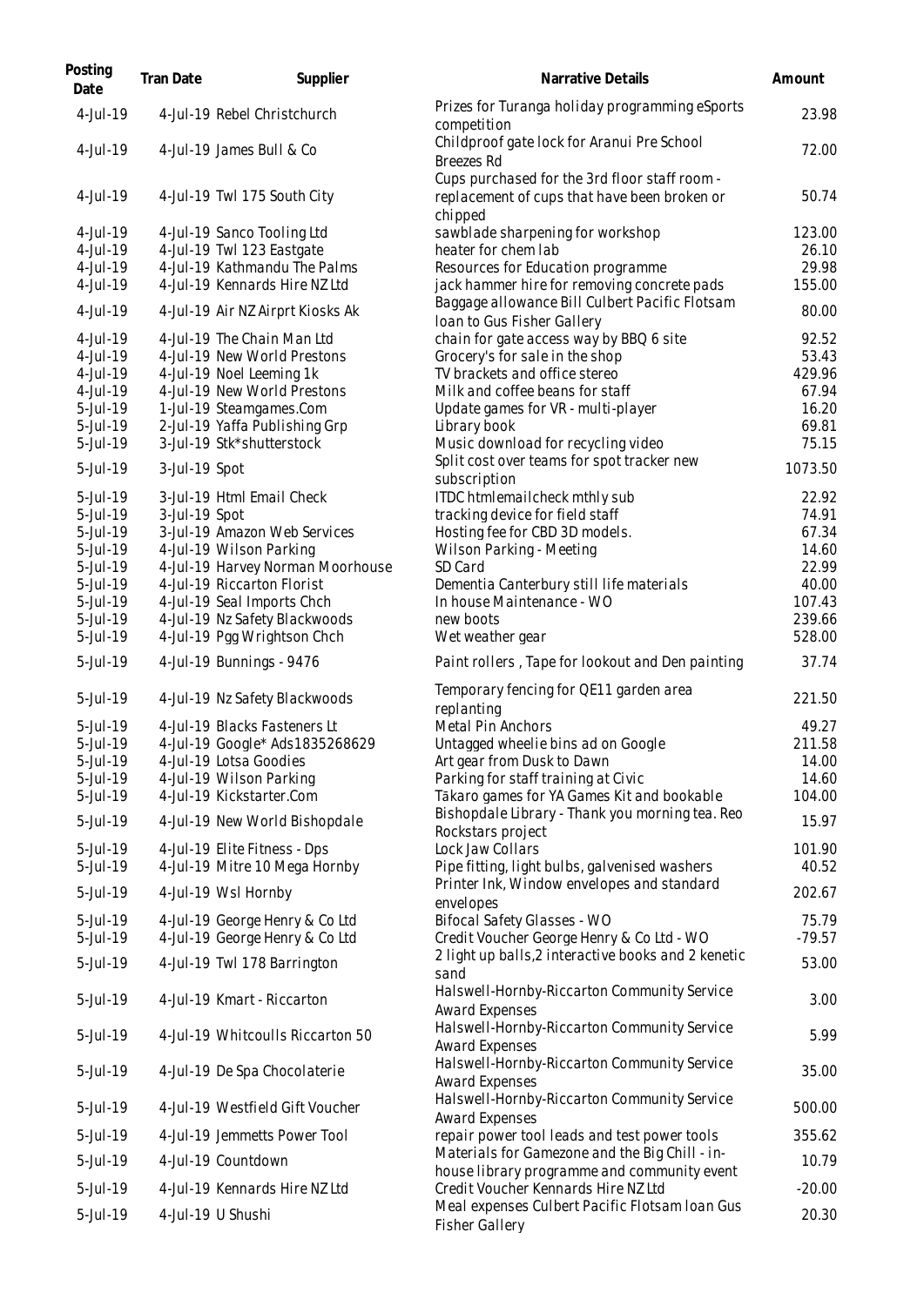| Posting Date | Tran Date | Supplier | Narrative Details | Amount |
|---|---|---|---|---|
| 4-Jul-19 | 4-Jul-19 | Rebel Christchurch | Prizes for Turanga holiday programming eSports competition | 23.98 |
| 4-Jul-19 | 4-Jul-19 | James Bull & Co | Childproof gate lock for Aranui Pre School Breezes Rd | 72.00 |
| 4-Jul-19 | 4-Jul-19 | Twl 175 South City | Cups purchased for the 3rd floor staff room - replacement of cups that have been broken or chipped | 50.74 |
| 4-Jul-19 | 4-Jul-19 | Sanco Tooling Ltd | sawblade sharpening for workshop | 123.00 |
| 4-Jul-19 | 4-Jul-19 | Twl 123 Eastgate | heater for chem lab | 26.10 |
| 4-Jul-19 | 4-Jul-19 | Kathmandu The Palms | Resources for Education programme | 29.98 |
| 4-Jul-19 | 4-Jul-19 | Kennards Hire NZ Ltd | jack hammer hire for removing concrete pads | 155.00 |
| 4-Jul-19 | 4-Jul-19 | Air NZ Airprt Kiosks Ak | Baggage allowance Bill Culbert Pacific Flotsam loan to Gus Fisher Gallery | 80.00 |
| 4-Jul-19 | 4-Jul-19 | The Chain Man Ltd | chain for gate access way by BBQ 6 site | 92.52 |
| 4-Jul-19 | 4-Jul-19 | New World Prestons | Grocery's for sale in the shop | 53.43 |
| 4-Jul-19 | 4-Jul-19 | Noel Leeming 1k | TV brackets and office stereo | 429.96 |
| 4-Jul-19 | 4-Jul-19 | New World Prestons | Milk and coffee beans for staff | 67.94 |
| 5-Jul-19 | 1-Jul-19 | Steamgames.Com | Update games for VR - multi-player | 16.20 |
| 5-Jul-19 | 2-Jul-19 | Yaffa Publishing Grp | Library book | 69.81 |
| 5-Jul-19 | 3-Jul-19 | Stk*shutterstock | Music download for recycling video | 75.15 |
| 5-Jul-19 | 3-Jul-19 | Spot | Split cost over teams for spot tracker new subscription | 1073.50 |
| 5-Jul-19 | 3-Jul-19 | Html Email Check | ITDC htmlemailcheck mthly sub | 22.92 |
| 5-Jul-19 | 3-Jul-19 | Spot | tracking device for field staff | 74.91 |
| 5-Jul-19 | 3-Jul-19 | Amazon Web Services | Hosting fee for CBD 3D models. | 67.34 |
| 5-Jul-19 | 4-Jul-19 | Wilson Parking | Wilson Parking - Meeting | 14.60 |
| 5-Jul-19 | 4-Jul-19 | Harvey Norman Moorhouse | SD Card | 22.99 |
| 5-Jul-19 | 4-Jul-19 | Riccarton Florist | Dementia Canterbury still life materials | 40.00 |
| 5-Jul-19 | 4-Jul-19 | Seal Imports Chch | In house Maintenance - WO | 107.43 |
| 5-Jul-19 | 4-Jul-19 | Nz Safety Blackwoods | new boots | 239.66 |
| 5-Jul-19 | 4-Jul-19 | Pgg Wrightson Chch | Wet weather gear | 528.00 |
| 5-Jul-19 | 4-Jul-19 | Bunnings - 9476 | Paint rollers , Tape for lookout and Den painting | 37.74 |
| 5-Jul-19 | 4-Jul-19 | Nz Safety Blackwoods | Temporary fencing for QE11 garden area replanting | 221.50 |
| 5-Jul-19 | 4-Jul-19 | Blacks Fasteners Lt | Metal Pin Anchors | 49.27 |
| 5-Jul-19 | 4-Jul-19 | Google* Ads1835268629 | Untagged wheelie bins ad on Google | 211.58 |
| 5-Jul-19 | 4-Jul-19 | Lotsa Goodies | Art gear from Dusk to Dawn | 14.00 |
| 5-Jul-19 | 4-Jul-19 | Wilson Parking | Parking for staff training at Civic | 14.60 |
| 5-Jul-19 | 4-Jul-19 | Kickstarter.Com | Takaro games for YA Games Kit and bookable | 104.00 |
| 5-Jul-19 | 4-Jul-19 | New World Bishopdale | Bishopdale Library - Thank you morning tea. Reo Rockstars project | 15.97 |
| 5-Jul-19 | 4-Jul-19 | Elite Fitness - Dps | Lock Jaw Collars | 101.90 |
| 5-Jul-19 | 4-Jul-19 | Mitre 10 Mega Hornby | Pipe fitting, light bulbs, galvenised washers | 40.52 |
| 5-Jul-19 | 4-Jul-19 | Wsl Hornby | Printer Ink, Window envelopes and standard envelopes | 202.67 |
| 5-Jul-19 | 4-Jul-19 | George Henry & Co Ltd | Bifocal Safety Glasses - WO | 75.79 |
| 5-Jul-19 | 4-Jul-19 | George Henry & Co Ltd | Credit Voucher George Henry & Co Ltd - WO | -79.57 |
| 5-Jul-19 | 4-Jul-19 | Twl 178 Barrington | 2 light up balls,2 interactive books and 2 kenetic sand | 53.00 |
| 5-Jul-19 | 4-Jul-19 | Kmart - Riccarton | Halswell-Hornby-Riccarton Community Service Award Expenses | 3.00 |
| 5-Jul-19 | 4-Jul-19 | Whitcoulls Riccarton 50 | Halswell-Hornby-Riccarton Community Service Award Expenses | 5.99 |
| 5-Jul-19 | 4-Jul-19 | De Spa Chocolaterie | Halswell-Hornby-Riccarton Community Service Award Expenses | 35.00 |
| 5-Jul-19 | 4-Jul-19 | Westfield Gift Voucher | Halswell-Hornby-Riccarton Community Service Award Expenses | 500.00 |
| 5-Jul-19 | 4-Jul-19 | Jemmetts Power Tool | repair power tool leads and test power tools | 355.62 |
| 5-Jul-19 | 4-Jul-19 | Countdown | Materials for Gamezone and the Big Chill - in-house library programme and community event | 10.79 |
| 5-Jul-19 | 4-Jul-19 | Kennards Hire NZ Ltd | Credit Voucher Kennards Hire NZ Ltd | -20.00 |
| 5-Jul-19 | 4-Jul-19 | U Shushi | Meal expenses Culbert Pacific Flotsam loan Gus Fisher Gallery | 20.30 |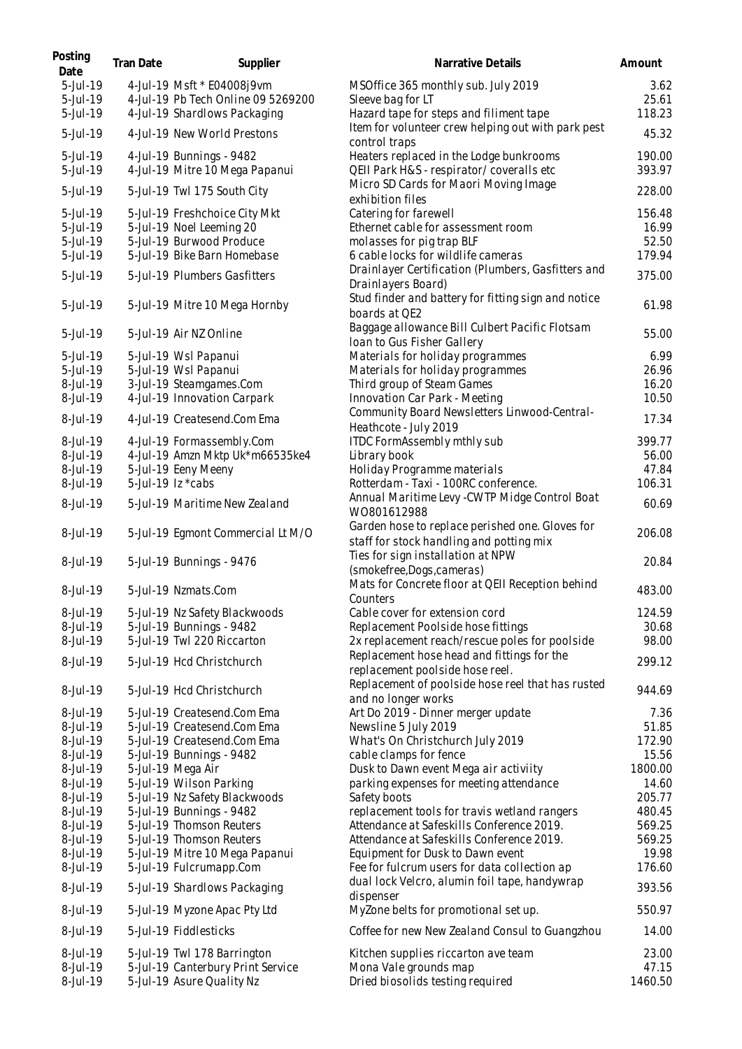| Posting Date | Tran Date | Supplier | Narrative Details | Amount |
|---|---|---|---|---|
| 5-Jul-19 | 4-Jul-19 | Msft * E04008j9vm | MSOffice 365 monthly sub. July 2019 | 3.62 |
| 5-Jul-19 | 4-Jul-19 | Pb Tech Online 09 5269200 | Sleeve bag for LT | 25.61 |
| 5-Jul-19 | 4-Jul-19 | Shardlows Packaging | Hazard tape for steps and filiment tape | 118.23 |
| 5-Jul-19 | 4-Jul-19 | New World Prestons | Item for volunteer crew helping out with park pest control traps | 45.32 |
| 5-Jul-19 | 4-Jul-19 | Bunnings - 9482 | Heaters replaced in the Lodge bunkrooms | 190.00 |
| 5-Jul-19 | 4-Jul-19 | Mitre 10 Mega Papanui | QEII Park H&S - respirator/ coveralls etc | 393.97 |
| 5-Jul-19 | 5-Jul-19 | Twl 175 South City | Micro SD Cards for Maori Moving Image exhibition files | 228.00 |
| 5-Jul-19 | 5-Jul-19 | Freshchoice City Mkt | Catering for farewell | 156.48 |
| 5-Jul-19 | 5-Jul-19 | Noel Leeming 20 | Ethernet cable for assessment room | 16.99 |
| 5-Jul-19 | 5-Jul-19 | Burwood Produce | molasses for pig trap BLF | 52.50 |
| 5-Jul-19 | 5-Jul-19 | Bike Barn Homebase | 6 cable locks for wildlife cameras | 179.94 |
| 5-Jul-19 | 5-Jul-19 | Plumbers Gasfitters | Drainlayer Certification (Plumbers, Gasfitters and Drainlayers Board) | 375.00 |
| 5-Jul-19 | 5-Jul-19 | Mitre 10 Mega Hornby | Stud finder and battery for fitting sign and notice boards at QE2 | 61.98 |
| 5-Jul-19 | 5-Jul-19 | Air NZ Online | Baggage allowance Bill Culbert Pacific Flotsam loan to Gus Fisher Gallery | 55.00 |
| 5-Jul-19 | 5-Jul-19 | Wsl Papanui | Materials for holiday programmes | 6.99 |
| 5-Jul-19 | 5-Jul-19 | Wsl Papanui | Materials for holiday programmes | 26.96 |
| 8-Jul-19 | 3-Jul-19 | Steamgames.Com | Third group of Steam Games | 16.20 |
| 8-Jul-19 | 4-Jul-19 | Innovation Carpark | Innovation Car Park - Meeting | 10.50 |
| 8-Jul-19 | 4-Jul-19 | Createsend.Com Ema | Community Board Newsletters Linwood-Central-Heathcote - July 2019 | 17.34 |
| 8-Jul-19 | 4-Jul-19 | Formassembly.Com | ITDC FormAssembly mthly sub | 399.77 |
| 8-Jul-19 | 4-Jul-19 | Amzn Mktp Uk*m66535ke4 | Library book | 56.00 |
| 8-Jul-19 | 5-Jul-19 | Eeny Meeny | Holiday Programme materials | 47.84 |
| 8-Jul-19 | 5-Jul-19 | Iz *cabs | Rotterdam - Taxi - 100RC conference. | 106.31 |
| 8-Jul-19 | 5-Jul-19 | Maritime New Zealand | Annual Maritime Levy -CWTP Midge Control Boat WO801612988 | 60.69 |
| 8-Jul-19 | 5-Jul-19 | Egmont Commercial Lt M/O | Garden hose to replace perished one. Gloves for staff for stock handling and potting mix | 206.08 |
| 8-Jul-19 | 5-Jul-19 | Bunnings - 9476 | Ties for sign installation at NPW (smokefree,Dogs,cameras) | 20.84 |
| 8-Jul-19 | 5-Jul-19 | Nzmats.Com | Mats for Concrete floor at QEII Reception behind Counters | 483.00 |
| 8-Jul-19 | 5-Jul-19 | Nz Safety Blackwoods | Cable cover for extension cord | 124.59 |
| 8-Jul-19 | 5-Jul-19 | Bunnings - 9482 | Replacement Poolside hose fittings | 30.68 |
| 8-Jul-19 | 5-Jul-19 | Twl 220 Riccarton | 2x replacement reach/rescue poles for poolside | 98.00 |
| 8-Jul-19 | 5-Jul-19 | Hcd Christchurch | Replacement hose head and fittings for the replacement poolside hose reel. | 299.12 |
| 8-Jul-19 | 5-Jul-19 | Hcd Christchurch | Replacement of poolside hose reel that has rusted and no longer works | 944.69 |
| 8-Jul-19 | 5-Jul-19 | Createsend.Com Ema | Art Do 2019 - Dinner merger update | 7.36 |
| 8-Jul-19 | 5-Jul-19 | Createsend.Com Ema | Newsline 5 July 2019 | 51.85 |
| 8-Jul-19 | 5-Jul-19 | Createsend.Com Ema | What's On Christchurch July 2019 | 172.90 |
| 8-Jul-19 | 5-Jul-19 | Bunnings - 9482 | cable clamps for fence | 15.56 |
| 8-Jul-19 | 5-Jul-19 | Mega Air | Dusk to Dawn event Mega air activiity | 1800.00 |
| 8-Jul-19 | 5-Jul-19 | Wilson Parking | parking expenses for meeting attendance | 14.60 |
| 8-Jul-19 | 5-Jul-19 | Nz Safety Blackwoods | Safety boots | 205.77 |
| 8-Jul-19 | 5-Jul-19 | Bunnings - 9482 | replacement tools for travis wetland rangers | 480.45 |
| 8-Jul-19 | 5-Jul-19 | Thomson Reuters | Attendance at Safeskills Conference 2019. | 569.25 |
| 8-Jul-19 | 5-Jul-19 | Thomson Reuters | Attendance at Safeskills Conference 2019. | 569.25 |
| 8-Jul-19 | 5-Jul-19 | Mitre 10 Mega Papanui | Equipment for Dusk to Dawn event | 19.98 |
| 8-Jul-19 | 5-Jul-19 | Fulcrumapp.Com | Fee for fulcrum users for data collection ap | 176.60 |
| 8-Jul-19 | 5-Jul-19 | Shardlows Packaging | dual lock Velcro, alumin foil tape, handywrap dispenser | 393.56 |
| 8-Jul-19 | 5-Jul-19 | Myzone Apac Pty Ltd | MyZone belts for promotional set up. | 550.97 |
| 8-Jul-19 | 5-Jul-19 | Fiddlesticks | Coffee for new New Zealand Consul to Guangzhou | 14.00 |
| 8-Jul-19 | 5-Jul-19 | Twl 178 Barrington | Kitchen supplies riccarton ave team | 23.00 |
| 8-Jul-19 | 5-Jul-19 | Canterbury Print Service | Mona Vale grounds map | 47.15 |
| 8-Jul-19 | 5-Jul-19 | Asure Quality Nz | Dried biosolids testing required | 1460.50 |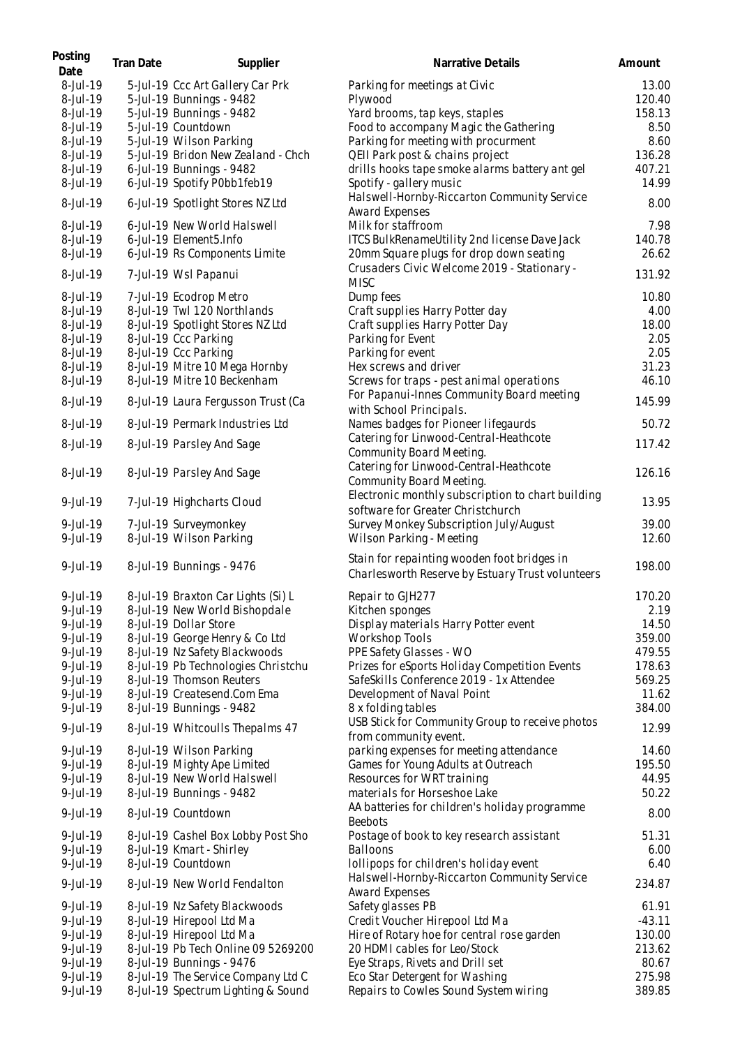| Posting Date | Tran Date | Supplier | Narrative Details | Amount |
| --- | --- | --- | --- | --- |
| 8-Jul-19 | 5-Jul-19 | Ccc Art Gallery Car Prk | Parking for meetings at Civic | 13.00 |
| 8-Jul-19 | 5-Jul-19 | Bunnings - 9482 | Plywood | 120.40 |
| 8-Jul-19 | 5-Jul-19 | Bunnings - 9482 | Yard brooms, tap keys, staples | 158.13 |
| 8-Jul-19 | 5-Jul-19 | Countdown | Food to accompany Magic the Gathering | 8.50 |
| 8-Jul-19 | 5-Jul-19 | Wilson Parking | Parking for meeting with procurment | 8.60 |
| 8-Jul-19 | 5-Jul-19 | Bridon New Zealand - Chch | QEII Park post & chains project | 136.28 |
| 8-Jul-19 | 6-Jul-19 | Bunnings - 9482 | drills hooks tape smoke alarms battery ant gel | 407.21 |
| 8-Jul-19 | 6-Jul-19 | Spotify P0bb1feb19 | Spotify - gallery music | 14.99 |
| 8-Jul-19 | 6-Jul-19 | Spotlight Stores NZ Ltd | Halswell-Hornby-Riccarton Community Service Award Expenses | 8.00 |
| 8-Jul-19 | 6-Jul-19 | New World Halswell | Milk for staffroom | 7.98 |
| 8-Jul-19 | 6-Jul-19 | Element5.Info | ITCS BulkRenameUtility 2nd license Dave Jack | 140.78 |
| 8-Jul-19 | 6-Jul-19 | Rs Components Limite | 20mm Square plugs for drop down seating | 26.62 |
| 8-Jul-19 | 7-Jul-19 | Wsl Papanui | Crusaders Civic Welcome 2019 - Stationary - MISC | 131.92 |
| 8-Jul-19 | 7-Jul-19 | Ecodrop Metro | Dump fees | 10.80 |
| 8-Jul-19 | 8-Jul-19 | Twl 120 Northlands | Craft supplies Harry Potter day | 4.00 |
| 8-Jul-19 | 8-Jul-19 | Spotlight Stores NZ Ltd | Craft supplies Harry Potter Day | 18.00 |
| 8-Jul-19 | 8-Jul-19 | Ccc Parking | Parking for Event | 2.05 |
| 8-Jul-19 | 8-Jul-19 | Ccc Parking | Parking for event | 2.05 |
| 8-Jul-19 | 8-Jul-19 | Mitre 10 Mega Hornby | Hex screws and driver | 31.23 |
| 8-Jul-19 | 8-Jul-19 | Mitre 10 Beckenham | Screws for traps - pest animal operations | 46.10 |
| 8-Jul-19 | 8-Jul-19 | Laura Fergusson Trust (Ca | For Papanui-Innes Community Board meeting with School Principals. | 145.99 |
| 8-Jul-19 | 8-Jul-19 | Permark Industries Ltd | Names badges for Pioneer lifegaurds | 50.72 |
| 8-Jul-19 | 8-Jul-19 | Parsley And Sage | Catering for Linwood-Central-Heathcote Community Board Meeting. | 117.42 |
| 8-Jul-19 | 8-Jul-19 | Parsley And Sage | Catering for Linwood-Central-Heathcote Community Board Meeting. | 126.16 |
| 9-Jul-19 | 7-Jul-19 | Highcharts Cloud | Electronic monthly subscription to chart building software for Greater Christchurch | 13.95 |
| 9-Jul-19 | 7-Jul-19 | Surveymonkey | Survey Monkey Subscription July/August | 39.00 |
| 9-Jul-19 | 8-Jul-19 | Wilson Parking | Wilson Parking - Meeting | 12.60 |
| 9-Jul-19 | 8-Jul-19 | Bunnings - 9476 | Stain for repainting wooden foot bridges in Charlesworth Reserve by Estuary Trust volunteers | 198.00 |
| 9-Jul-19 | 8-Jul-19 | Braxton Car Lights (Si) L | Repair to GJH277 | 170.20 |
| 9-Jul-19 | 8-Jul-19 | New World Bishopdale | Kitchen sponges | 2.19 |
| 9-Jul-19 | 8-Jul-19 | Dollar Store | Display materials Harry Potter event | 14.50 |
| 9-Jul-19 | 8-Jul-19 | George Henry & Co Ltd | Workshop Tools | 359.00 |
| 9-Jul-19 | 8-Jul-19 | Nz Safety Blackwoods | PPE Safety Glasses - WO | 479.55 |
| 9-Jul-19 | 8-Jul-19 | Pb Technologies Christchu | Prizes for eSports Holiday Competition Events | 178.63 |
| 9-Jul-19 | 8-Jul-19 | Thomson Reuters | SafeSkills Conference 2019 - 1x Attendee | 569.25 |
| 9-Jul-19 | 8-Jul-19 | Createsend.Com Ema | Development of Naval Point | 11.62 |
| 9-Jul-19 | 8-Jul-19 | Bunnings - 9482 | 8 x folding tables | 384.00 |
| 9-Jul-19 | 8-Jul-19 | Whitcoulls Thepalms 47 | USB Stick for Community Group to receive photos from community event. | 12.99 |
| 9-Jul-19 | 8-Jul-19 | Wilson Parking | parking expenses for meeting attendance | 14.60 |
| 9-Jul-19 | 8-Jul-19 | Mighty Ape Limited | Games for Young Adults at Outreach | 195.50 |
| 9-Jul-19 | 8-Jul-19 | New World Halswell | Resources for WRT training | 44.95 |
| 9-Jul-19 | 8-Jul-19 | Bunnings - 9482 | materials for Horseshoe Lake | 50.22 |
| 9-Jul-19 | 8-Jul-19 | Countdown | AA batteries for children's holiday programme Beebots | 8.00 |
| 9-Jul-19 | 8-Jul-19 | Cashel Box Lobby Post Sho | Postage of book to key research assistant | 51.31 |
| 9-Jul-19 | 8-Jul-19 | Kmart - Shirley | Balloons | 6.00 |
| 9-Jul-19 | 8-Jul-19 | Countdown | lollipops for children's holiday event | 6.40 |
| 9-Jul-19 | 8-Jul-19 | New World Fendalton | Halswell-Hornby-Riccarton Community Service Award Expenses | 234.87 |
| 9-Jul-19 | 8-Jul-19 | Nz Safety Blackwoods | Safety glasses PB | 61.91 |
| 9-Jul-19 | 8-Jul-19 | Hirepool Ltd Ma | Credit Voucher Hirepool Ltd Ma | -43.11 |
| 9-Jul-19 | 8-Jul-19 | Hirepool Ltd Ma | Hire of Rotary hoe for central rose garden | 130.00 |
| 9-Jul-19 | 8-Jul-19 | Pb Tech Online 09 5269200 | 20 HDMI cables for Leo/Stock | 213.62 |
| 9-Jul-19 | 8-Jul-19 | Bunnings - 9476 | Eye Straps, Rivets and Drill set | 80.67 |
| 9-Jul-19 | 8-Jul-19 | The Service Company Ltd C | Eco Star Detergent for Washing | 275.98 |
| 9-Jul-19 | 8-Jul-19 | Spectrum Lighting & Sound | Repairs to Cowles Sound System wiring | 389.85 |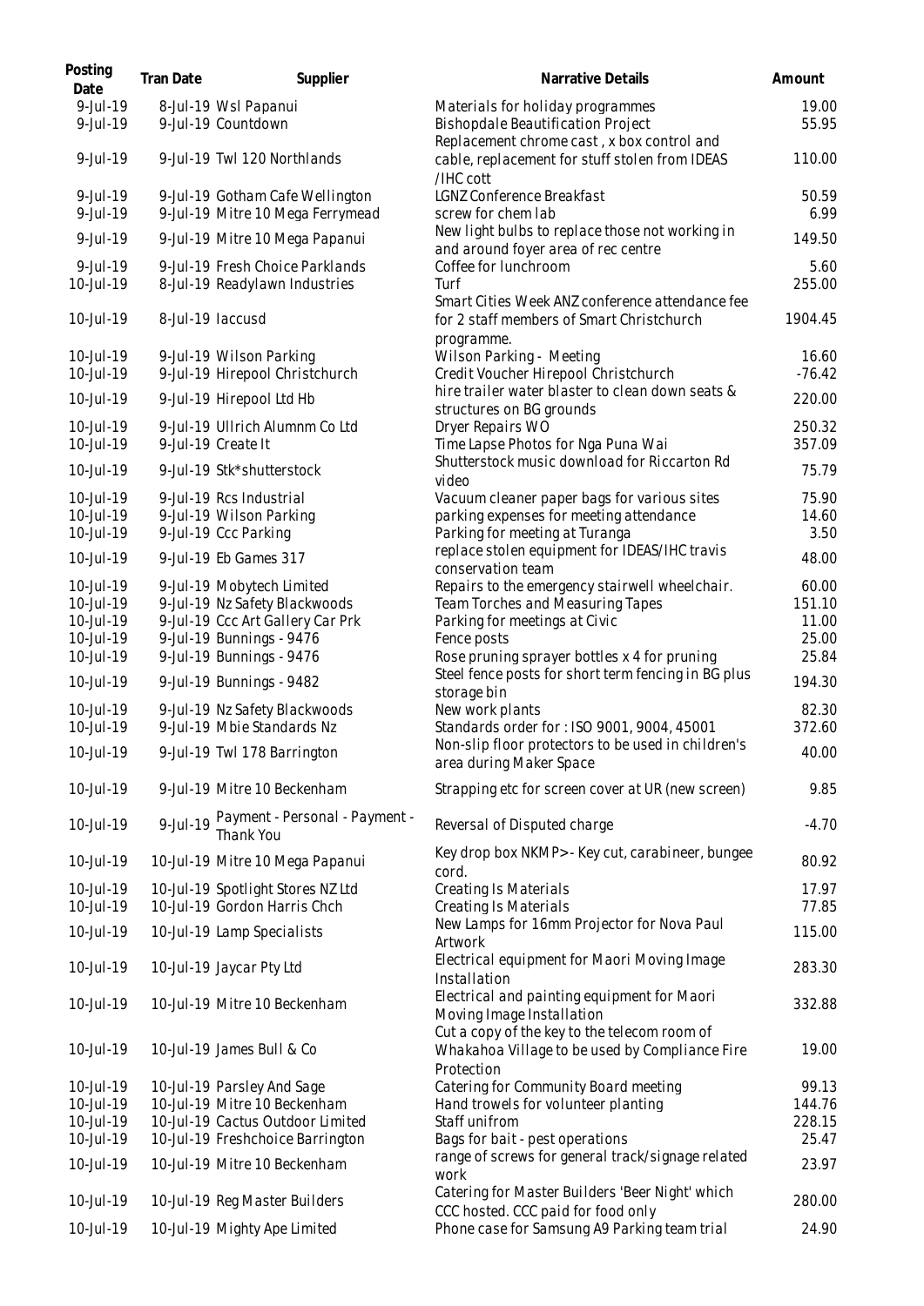| Posting Date | Tran Date | Supplier | Narrative Details | Amount |
|---|---|---|---|---|
| 9-Jul-19 | 8-Jul-19 | Wsl Papanui | Materials for holiday programmes | 19.00 |
| 9-Jul-19 | 9-Jul-19 | Countdown | Bishopdale Beautification Project | 55.95 |
| 9-Jul-19 | 9-Jul-19 | Twl 120 Northlands | Replacement chrome cast , x box control and cable, replacement for stuff stolen from IDEAS /IHC cott | 110.00 |
| 9-Jul-19 | 9-Jul-19 | Gotham Cafe Wellington | LGNZ Conference Breakfast | 50.59 |
| 9-Jul-19 | 9-Jul-19 | Mitre 10 Mega Ferrymead | screw for chem lab | 6.99 |
| 9-Jul-19 | 9-Jul-19 | Mitre 10 Mega Papanui | New light bulbs to replace those not working in and around foyer area of rec centre | 149.50 |
| 9-Jul-19 | 9-Jul-19 | Fresh Choice Parklands | Coffee for lunchroom | 5.60 |
| 10-Jul-19 | 8-Jul-19 | Readylawn Industries | Turf | 255.00 |
| 10-Jul-19 | 8-Jul-19 | Iaccusd | Smart Cities Week ANZ conference attendance fee for 2 staff members of Smart Christchurch programme. | 1904.45 |
| 10-Jul-19 | 9-Jul-19 | Wilson Parking | Wilson Parking - Meeting | 16.60 |
| 10-Jul-19 | 9-Jul-19 | Hirepool Christchurch | Credit Voucher Hirepool Christchurch | -76.42 |
| 10-Jul-19 | 9-Jul-19 | Hirepool Ltd Hb | hire trailer water blaster to clean down seats & structures on BG grounds | 220.00 |
| 10-Jul-19 | 9-Jul-19 | Ullrich Alumnm Co Ltd | Dryer Repairs WO | 250.32 |
| 10-Jul-19 | 9-Jul-19 | Create It | Time Lapse Photos for Nga Puna Wai | 357.09 |
| 10-Jul-19 | 9-Jul-19 | Stk*shutterstock | Shutterstock music download for Riccarton Rd video | 75.79 |
| 10-Jul-19 | 9-Jul-19 | Rcs Industrial | Vacuum cleaner paper bags for various sites | 75.90 |
| 10-Jul-19 | 9-Jul-19 | Wilson Parking | parking expenses for meeting attendance | 14.60 |
| 10-Jul-19 | 9-Jul-19 | Ccc Parking | Parking for meeting at Turanga | 3.50 |
| 10-Jul-19 | 9-Jul-19 | Eb Games 317 | replace stolen equipment for IDEAS/IHC travis conservation team | 48.00 |
| 10-Jul-19 | 9-Jul-19 | Mobytech Limited | Repairs to the emergency stairwell wheelchair. | 60.00 |
| 10-Jul-19 | 9-Jul-19 | Nz Safety Blackwoods | Team Torches and Measuring Tapes | 151.10 |
| 10-Jul-19 | 9-Jul-19 | Ccc Art Gallery Car Prk | Parking for meetings at Civic | 11.00 |
| 10-Jul-19 | 9-Jul-19 | Bunnings - 9476 | Fence posts | 25.00 |
| 10-Jul-19 | 9-Jul-19 | Bunnings - 9476 | Rose pruning sprayer bottles x 4 for pruning | 25.84 |
| 10-Jul-19 | 9-Jul-19 | Bunnings - 9482 | Steel fence posts for short term fencing in BG plus storage bin | 194.30 |
| 10-Jul-19 | 9-Jul-19 | Nz Safety Blackwoods | New work plants | 82.30 |
| 10-Jul-19 | 9-Jul-19 | Mbie Standards Nz | Standards order for : ISO 9001, 9004, 45001 | 372.60 |
| 10-Jul-19 | 9-Jul-19 | Twl 178 Barrington | Non-slip floor protectors to be used in children's area during Maker Space | 40.00 |
| 10-Jul-19 | 9-Jul-19 | Mitre 10 Beckenham | Strapping etc for screen cover at UR (new screen) | 9.85 |
| 10-Jul-19 | 9-Jul-19 | Payment - Personal - Payment - Thank You | Reversal of Disputed charge | -4.70 |
| 10-Jul-19 | 10-Jul-19 | Mitre 10 Mega Papanui | Key drop box NKMP>- Key cut, carabineer, bungee cord. | 80.92 |
| 10-Jul-19 | 10-Jul-19 | Spotlight Stores NZ Ltd | Creating Is Materials | 17.97 |
| 10-Jul-19 | 10-Jul-19 | Gordon Harris Chch | Creating Is Materials | 77.85 |
| 10-Jul-19 | 10-Jul-19 | Lamp Specialists | New Lamps for 16mm Projector for Nova Paul Artwork | 115.00 |
| 10-Jul-19 | 10-Jul-19 | Jaycar Pty Ltd | Electrical equipment for Maori Moving Image Installation | 283.30 |
| 10-Jul-19 | 10-Jul-19 | Mitre 10 Beckenham | Electrical and painting equipment for Maori Moving Image Installation | 332.88 |
| 10-Jul-19 | 10-Jul-19 | James Bull & Co | Cut a copy of the key to the telecom room of Whakahoa Village to be used by Compliance Fire Protection | 19.00 |
| 10-Jul-19 | 10-Jul-19 | Parsley And Sage | Catering for Community Board meeting | 99.13 |
| 10-Jul-19 | 10-Jul-19 | Mitre 10 Beckenham | Hand trowels for volunteer planting | 144.76 |
| 10-Jul-19 | 10-Jul-19 | Cactus Outdoor Limited | Staff unifrom | 228.15 |
| 10-Jul-19 | 10-Jul-19 | Freshchoice Barrington | Bags for bait - pest operations | 25.47 |
| 10-Jul-19 | 10-Jul-19 | Mitre 10 Beckenham | range of screws for general track/signage related work | 23.97 |
| 10-Jul-19 | 10-Jul-19 | Reg Master Builders | Catering for Master Builders 'Beer Night' which CCC hosted. CCC paid for food only | 280.00 |
| 10-Jul-19 | 10-Jul-19 | Mighty Ape Limited | Phone case for Samsung A9 Parking team trial | 24.90 |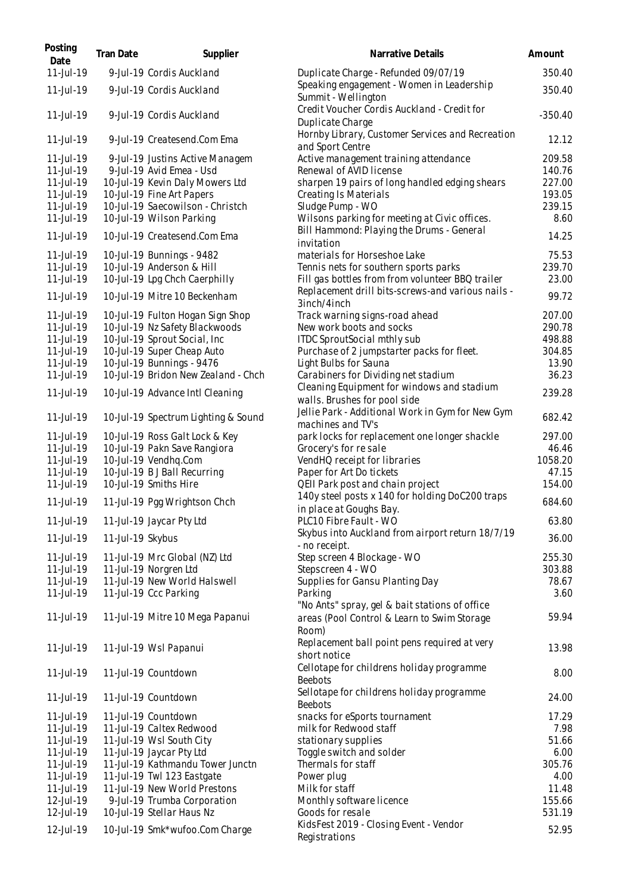| Posting Date | Tran Date | Supplier | Narrative Details | Amount |
|---|---|---|---|---|
| 11-Jul-19 | 9-Jul-19 | Cordis Auckland | Duplicate Charge - Refunded 09/07/19 | 350.40 |
| 11-Jul-19 | 9-Jul-19 | Cordis Auckland | Speaking engagement - Women in Leadership Summit - Wellington | 350.40 |
| 11-Jul-19 | 9-Jul-19 | Cordis Auckland | Credit Voucher Cordis Auckland - Credit for Duplicate Charge | -350.40 |
| 11-Jul-19 | 9-Jul-19 | Createsend.Com Ema | Hornby Library, Customer Services and Recreation and Sport Centre | 12.12 |
| 11-Jul-19 | 9-Jul-19 | Justins Active Managem | Active management training attendance | 209.58 |
| 11-Jul-19 | 9-Jul-19 | Avid Emea - Usd | Renewal of AVID license | 140.76 |
| 11-Jul-19 | 10-Jul-19 | Kevin Daly Mowers Ltd | sharpen 19 pairs of long handled edging shears | 227.00 |
| 11-Jul-19 | 10-Jul-19 | Fine Art Papers | Creating Is Materials | 193.05 |
| 11-Jul-19 | 10-Jul-19 | Saecowilson - Christch | Sludge Pump - WO | 239.15 |
| 11-Jul-19 | 10-Jul-19 | Wilson Parking | Wilsons parking for meeting at Civic offices. | 8.60 |
| 11-Jul-19 | 10-Jul-19 | Createsend.Com Ema | Bill Hammond: Playing the Drums - General invitation | 14.25 |
| 11-Jul-19 | 10-Jul-19 | Bunnings - 9482 | materials for Horseshoe Lake | 75.53 |
| 11-Jul-19 | 10-Jul-19 | Anderson & Hill | Tennis nets for southern sports parks | 239.70 |
| 11-Jul-19 | 10-Jul-19 | Lpg Chch Caerphilly | Fill gas bottles from volunteer BBQ trailer | 23.00 |
| 11-Jul-19 | 10-Jul-19 | Mitre 10 Beckenham | Replacement drill bits-screws-and various nails - 3inch/4inch | 99.72 |
| 11-Jul-19 | 10-Jul-19 | Fulton Hogan Sign Shop | Track warning signs-road ahead | 207.00 |
| 11-Jul-19 | 10-Jul-19 | Nz Safety Blackwoods | New work boots and socks | 290.78 |
| 11-Jul-19 | 10-Jul-19 | Sprout Social, Inc | ITDC SproutSocial mthly sub | 498.88 |
| 11-Jul-19 | 10-Jul-19 | Super Cheap Auto | Purchase of 2 jumpstarter packs for fleet. | 304.85 |
| 11-Jul-19 | 10-Jul-19 | Bunnings - 9476 | Light Bulbs for Sauna | 13.90 |
| 11-Jul-19 | 10-Jul-19 | Bridon New Zealand - Chch | Carabiners for Dividing net stadium | 36.23 |
| 11-Jul-19 | 10-Jul-19 | Advance Intl Cleaning | Cleaning Equipment for windows and stadium walls. Brushes for pool side | 239.28 |
| 11-Jul-19 | 10-Jul-19 | Spectrum Lighting & Sound | Jellie Park - Additional Work in Gym for New Gym machines and TV's | 682.42 |
| 11-Jul-19 | 10-Jul-19 | Ross Galt Lock & Key | park locks for replacement one longer shackle | 297.00 |
| 11-Jul-19 | 10-Jul-19 | Pakn Save Rangiora | Grocery's for re sale | 46.46 |
| 11-Jul-19 | 10-Jul-19 | Vendhq.Com | VendHQ receipt for libraries | 1058.20 |
| 11-Jul-19 | 10-Jul-19 | B J Ball Recurring | Paper for Art Do tickets | 47.15 |
| 11-Jul-19 | 10-Jul-19 | Smiths Hire | QEII Park post and chain project | 154.00 |
| 11-Jul-19 | 11-Jul-19 | Pgg Wrightson Chch | 140y steel posts x 140 for holding DoC200 traps in place at Goughs Bay. | 684.60 |
| 11-Jul-19 | 11-Jul-19 | Jaycar Pty Ltd | PLC10 Fibre Fault - WO | 63.80 |
| 11-Jul-19 | 11-Jul-19 | Skybus | Skybus into Auckland from airport return 18/7/19 - no receipt. | 36.00 |
| 11-Jul-19 | 11-Jul-19 | Mrc Global (NZ) Ltd | Step screen 4 Blockage - WO | 255.30 |
| 11-Jul-19 | 11-Jul-19 | Norgren Ltd | Stepscreen 4 - WO | 303.88 |
| 11-Jul-19 | 11-Jul-19 | New World Halswell | Supplies for Gansu Planting Day | 78.67 |
| 11-Jul-19 | 11-Jul-19 | Ccc Parking | Parking | 3.60 |
| 11-Jul-19 | 11-Jul-19 | Mitre 10 Mega Papanui | "No Ants" spray, gel & bait stations of office areas (Pool Control & Learn to Swim Storage Room) | 59.94 |
| 11-Jul-19 | 11-Jul-19 | Wsl Papanui | Replacement ball point pens required at very short notice | 13.98 |
| 11-Jul-19 | 11-Jul-19 | Countdown | Cellotape for childrens holiday programme Beebots | 8.00 |
| 11-Jul-19 | 11-Jul-19 | Countdown | Sellotape for childrens holiday programme Beebots | 24.00 |
| 11-Jul-19 | 11-Jul-19 | Countdown | snacks for eSports tournament | 17.29 |
| 11-Jul-19 | 11-Jul-19 | Caltex Redwood | milk for Redwood staff | 7.98 |
| 11-Jul-19 | 11-Jul-19 | Wsl South City | stationary supplies | 51.66 |
| 11-Jul-19 | 11-Jul-19 | Jaycar Pty Ltd | Toggle switch and solder | 6.00 |
| 11-Jul-19 | 11-Jul-19 | Kathmandu Tower Junctn | Thermals for staff | 305.76 |
| 11-Jul-19 | 11-Jul-19 | Twl 123 Eastgate | Power plug | 4.00 |
| 11-Jul-19 | 11-Jul-19 | New World Prestons | Milk for staff | 11.48 |
| 12-Jul-19 | 9-Jul-19 | Trumba Corporation | Monthly software licence | 155.66 |
| 12-Jul-19 | 10-Jul-19 | Stellar Haus Nz | Goods for resale | 531.19 |
| 12-Jul-19 | 10-Jul-19 | Smk*wufoo.Com Charge | KidsFest 2019 - Closing Event - Vendor Registrations | 52.95 |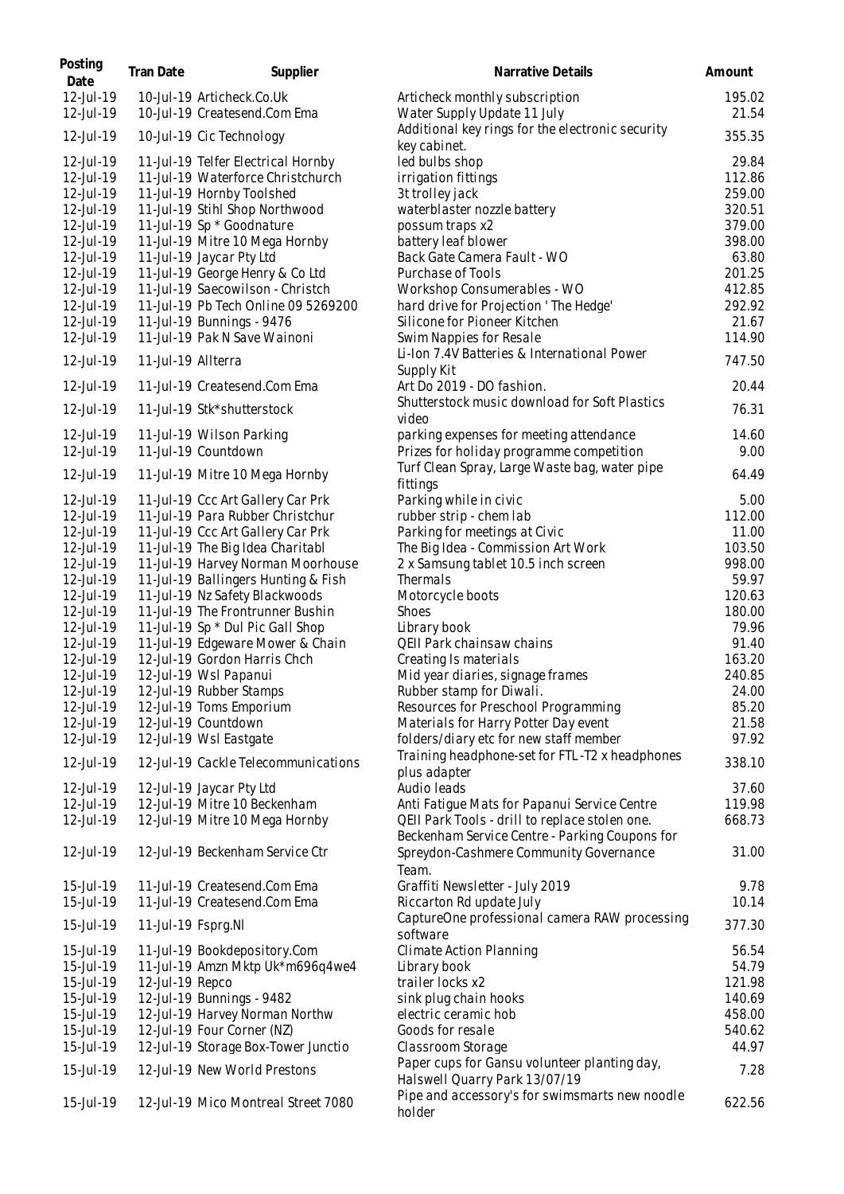| Posting Date | Tran Date | Supplier | Narrative Details | Amount |
|---|---|---|---|---|
| 12-Jul-19 | 10-Jul-19 | Articheck.Co.Uk | Articheck monthly subscription | 195.02 |
| 12-Jul-19 | 10-Jul-19 | Createsend.Com Ema | Water Supply Update 11 July | 21.54 |
| 12-Jul-19 | 10-Jul-19 | Cic Technology | Additional key rings for the electronic security key cabinet. | 355.35 |
| 12-Jul-19 | 11-Jul-19 | Telfer Electrical Hornby | led bulbs shop | 29.84 |
| 12-Jul-19 | 11-Jul-19 | Waterforce Christchurch | irrigation fittings | 112.86 |
| 12-Jul-19 | 11-Jul-19 | Hornby Toolshed | 3t trolley jack | 259.00 |
| 12-Jul-19 | 11-Jul-19 | Stihl Shop Northwood | waterblaster nozzle battery | 320.51 |
| 12-Jul-19 | 11-Jul-19 | Sp * Goodnature | possum traps x2 | 379.00 |
| 12-Jul-19 | 11-Jul-19 | Mitre 10 Mega Hornby | battery leaf blower | 398.00 |
| 12-Jul-19 | 11-Jul-19 | Jaycar Pty Ltd | Back Gate Camera Fault - WO | 63.80 |
| 12-Jul-19 | 11-Jul-19 | George Henry & Co Ltd | Purchase of Tools | 201.25 |
| 12-Jul-19 | 11-Jul-19 | Saecowilson - Christch | Workshop Consumerables - WO | 412.85 |
| 12-Jul-19 | 11-Jul-19 | Pb Tech Online 09 5269200 | hard drive for Projection ' The Hedge' | 292.92 |
| 12-Jul-19 | 11-Jul-19 | Bunnings - 9476 | Silicone for Pioneer Kitchen | 21.67 |
| 12-Jul-19 | 11-Jul-19 | Pak N Save Wainoni | Swim Nappies for Resale | 114.90 |
| 12-Jul-19 | 11-Jul-19 | Allterra | Li-Ion 7.4V Batteries & International Power Supply Kit | 747.50 |
| 12-Jul-19 | 11-Jul-19 | Createsend.Com Ema | Art Do 2019 - DO fashion. | 20.44 |
| 12-Jul-19 | 11-Jul-19 | Stk*shutterstock | Shutterstock music download for Soft Plastics video | 76.31 |
| 12-Jul-19 | 11-Jul-19 | Wilson Parking | parking expenses for meeting attendance | 14.60 |
| 12-Jul-19 | 11-Jul-19 | Countdown | Prizes for holiday programme competition | 9.00 |
| 12-Jul-19 | 11-Jul-19 | Mitre 10 Mega Hornby | Turf Clean Spray, Large Waste bag, water pipe fittings | 64.49 |
| 12-Jul-19 | 11-Jul-19 | Ccc Art Gallery Car Prk | Parking while in civic | 5.00 |
| 12-Jul-19 | 11-Jul-19 | Para Rubber Christchur | rubber strip - chem lab | 112.00 |
| 12-Jul-19 | 11-Jul-19 | Ccc Art Gallery Car Prk | Parking for meetings at Civic | 11.00 |
| 12-Jul-19 | 11-Jul-19 | The Big Idea Charitabl | The Big Idea - Commission Art Work | 103.50 |
| 12-Jul-19 | 11-Jul-19 | Harvey Norman Moorhouse | 2 x Samsung tablet 10.5 inch screen | 998.00 |
| 12-Jul-19 | 11-Jul-19 | Ballingers Hunting & Fish | Thermals | 59.97 |
| 12-Jul-19 | 11-Jul-19 | Nz Safety Blackwoods | Motorcycle boots | 120.63 |
| 12-Jul-19 | 11-Jul-19 | The Frontrunner Bushin | Shoes | 180.00 |
| 12-Jul-19 | 11-Jul-19 | Sp * Dul Pic Gall Shop | Library book | 79.96 |
| 12-Jul-19 | 11-Jul-19 | Edgeware Mower & Chain | QEII Park chainsaw chains | 91.40 |
| 12-Jul-19 | 12-Jul-19 | Gordon Harris Chch | Creating Is materials | 163.20 |
| 12-Jul-19 | 12-Jul-19 | Wsl Papanui | Mid year diaries, signage frames | 240.85 |
| 12-Jul-19 | 12-Jul-19 | Rubber Stamps | Rubber stamp for Diwali. | 24.00 |
| 12-Jul-19 | 12-Jul-19 | Toms Emporium | Resources for Preschool Programming | 85.20 |
| 12-Jul-19 | 12-Jul-19 | Countdown | Materials for Harry Potter Day event | 21.58 |
| 12-Jul-19 | 12-Jul-19 | Wsl Eastgate | folders/diary etc for new staff member | 97.92 |
| 12-Jul-19 | 12-Jul-19 | Cackle Telecommunications | Training headphone-set for FTL -T2 x headphones plus adapter | 338.10 |
| 12-Jul-19 | 12-Jul-19 | Jaycar Pty Ltd | Audio leads | 37.60 |
| 12-Jul-19 | 12-Jul-19 | Mitre 10 Beckenham | Anti Fatigue Mats for Papanui Service Centre | 119.98 |
| 12-Jul-19 | 12-Jul-19 | Mitre 10 Mega Hornby | QEII Park Tools - drill to replace stolen one. | 668.73 |
| 12-Jul-19 | 12-Jul-19 | Beckenham Service Ctr | Beckenham Service Centre - Parking Coupons for Spreydon-Cashmere Community Governance Team. | 31.00 |
| 15-Jul-19 | 11-Jul-19 | Createsend.Com Ema | Graffiti Newsletter - July 2019 | 9.78 |
| 15-Jul-19 | 11-Jul-19 | Createsend.Com Ema | Riccarton Rd update July | 10.14 |
| 15-Jul-19 | 11-Jul-19 | Fsprg.Nl | CaptureOne professional camera RAW processing software | 377.30 |
| 15-Jul-19 | 11-Jul-19 | Bookdepository.Com | Climate Action Planning | 56.54 |
| 15-Jul-19 | 11-Jul-19 | Amzn Mktp Uk*m696q4we4 | Library book | 54.79 |
| 15-Jul-19 | 12-Jul-19 | Repco | trailer locks x2 | 121.98 |
| 15-Jul-19 | 12-Jul-19 | Bunnings - 9482 | sink plug chain hooks | 140.69 |
| 15-Jul-19 | 12-Jul-19 | Harvey Norman Northw | electric ceramic hob | 458.00 |
| 15-Jul-19 | 12-Jul-19 | Four Corner (NZ) | Goods for resale | 540.62 |
| 15-Jul-19 | 12-Jul-19 | Storage Box-Tower Junctio | Classroom Storage | 44.97 |
| 15-Jul-19 | 12-Jul-19 | New World Prestons | Paper cups for Gansu volunteer planting day, Halswell Quarry Park 13/07/19 | 7.28 |
| 15-Jul-19 | 12-Jul-19 | Mico Montreal Street 7080 | Pipe and accessory's for swimsmarts new noodle holder | 622.56 |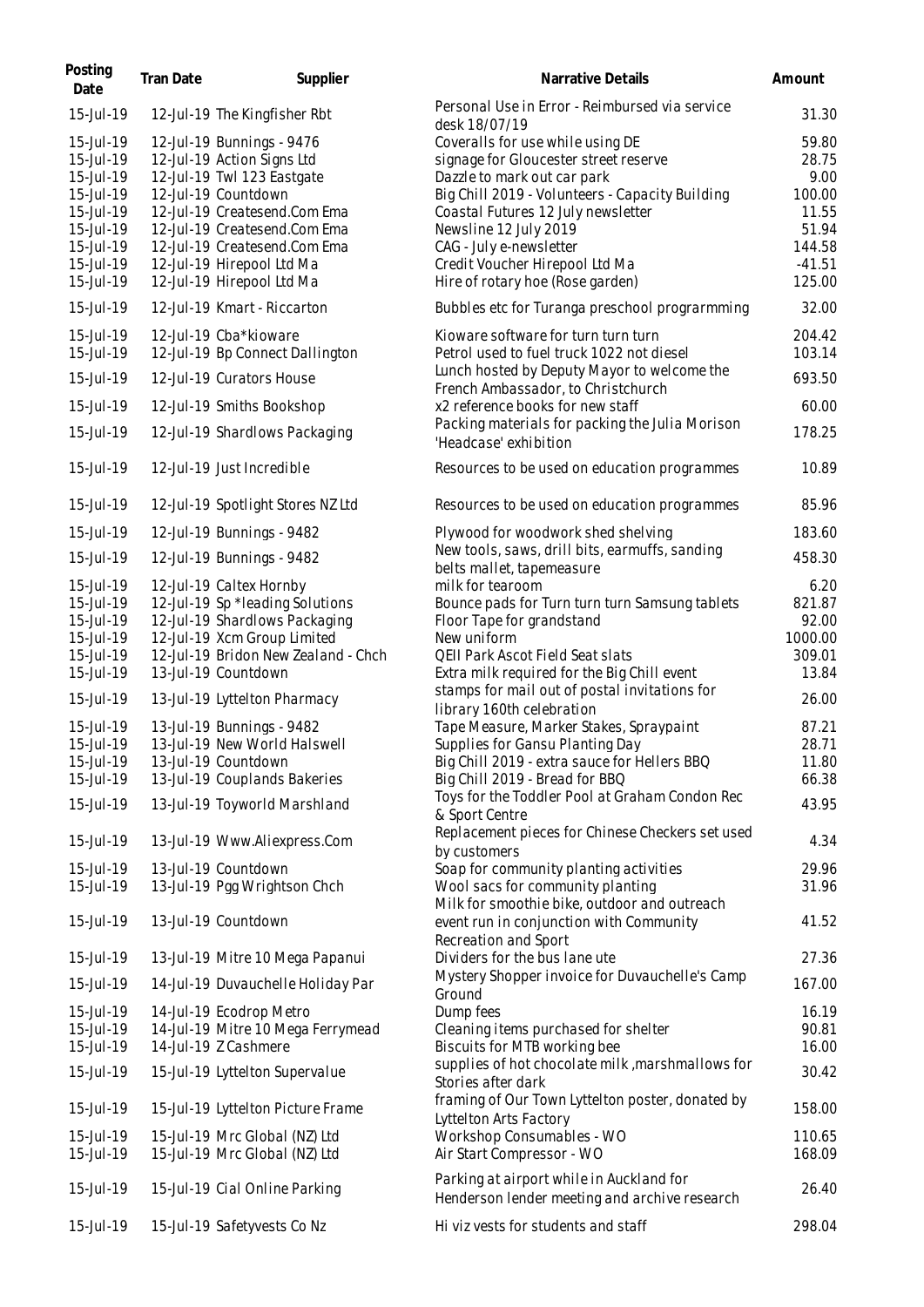| Posting Date | Tran Date | Supplier | Narrative Details | Amount |
|---|---|---|---|---|
| 15-Jul-19 | 12-Jul-19 | The Kingfisher Rbt | Personal Use in Error - Reimbursed via service desk 18/07/19 | 31.30 |
| 15-Jul-19 | 12-Jul-19 | Bunnings - 9476 | Coveralls for use while using DE | 59.80 |
| 15-Jul-19 | 12-Jul-19 | Action Signs Ltd | signage for Gloucester street reserve | 28.75 |
| 15-Jul-19 | 12-Jul-19 | Twl 123 Eastgate | Dazzle to mark out car park | 9.00 |
| 15-Jul-19 | 12-Jul-19 | Countdown | Big Chill 2019 - Volunteers - Capacity Building | 100.00 |
| 15-Jul-19 | 12-Jul-19 | Createsend.Com Ema | Coastal Futures 12 July newsletter | 11.55 |
| 15-Jul-19 | 12-Jul-19 | Createsend.Com Ema | Newsline 12 July 2019 | 51.94 |
| 15-Jul-19 | 12-Jul-19 | Createsend.Com Ema | CAG - July e-newsletter | 144.58 |
| 15-Jul-19 | 12-Jul-19 | Hirepool Ltd Ma | Credit Voucher Hirepool Ltd Ma | -41.51 |
| 15-Jul-19 | 12-Jul-19 | Hirepool Ltd Ma | Hire of rotary hoe (Rose garden) | 125.00 |
| 15-Jul-19 | 12-Jul-19 | Kmart - Riccarton | Bubbles etc for Turanga preschool prograrmming | 32.00 |
| 15-Jul-19 | 12-Jul-19 | Cba*kioware | Kioware software for turn turn turn | 204.42 |
| 15-Jul-19 | 12-Jul-19 | Bp Connect Dallington | Petrol used to fuel truck 1022 not diesel | 103.14 |
| 15-Jul-19 | 12-Jul-19 | Curators House | Lunch hosted by Deputy Mayor to welcome the French Ambassador, to Christchurch | 693.50 |
| 15-Jul-19 | 12-Jul-19 | Smiths Bookshop | x2 reference books for new staff | 60.00 |
| 15-Jul-19 | 12-Jul-19 | Shardlows Packaging | Packing materials for packing the Julia Morison 'Headcase' exhibition | 178.25 |
| 15-Jul-19 | 12-Jul-19 | Just Incredible | Resources to be used on education programmes | 10.89 |
| 15-Jul-19 | 12-Jul-19 | Spotlight Stores NZ Ltd | Resources to be used on education programmes | 85.96 |
| 15-Jul-19 | 12-Jul-19 | Bunnings - 9482 | Plywood for woodwork shed shelving | 183.60 |
| 15-Jul-19 | 12-Jul-19 | Bunnings - 9482 | New tools, saws, drill bits, earmuffs, sanding belts mallet, tapemeasure | 458.30 |
| 15-Jul-19 | 12-Jul-19 | Caltex Hornby | milk for tearoom | 6.20 |
| 15-Jul-19 | 12-Jul-19 | Sp *leading Solutions | Bounce pads for Turn turn turn Samsung tablets | 821.87 |
| 15-Jul-19 | 12-Jul-19 | Shardlows Packaging | Floor Tape for grandstand | 92.00 |
| 15-Jul-19 | 12-Jul-19 | Xcm Group Limited | New uniform | 1000.00 |
| 15-Jul-19 | 12-Jul-19 | Bridon New Zealand - Chch | QEII Park Ascot Field Seat slats | 309.01 |
| 15-Jul-19 | 13-Jul-19 | Countdown | Extra milk required for the Big Chill event | 13.84 |
| 15-Jul-19 | 13-Jul-19 | Lyttelton Pharmacy | stamps for mail out of postal invitations for library 160th celebration | 26.00 |
| 15-Jul-19 | 13-Jul-19 | Bunnings - 9482 | Tape Measure, Marker Stakes, Spraypaint | 87.21 |
| 15-Jul-19 | 13-Jul-19 | New World Halswell | Supplies for Gansu Planting Day | 28.71 |
| 15-Jul-19 | 13-Jul-19 | Countdown | Big Chill 2019 - extra sauce for Hellers BBQ | 11.80 |
| 15-Jul-19 | 13-Jul-19 | Couplands Bakeries | Big Chill 2019 - Bread for BBQ | 66.38 |
| 15-Jul-19 | 13-Jul-19 | Toyworld Marshland | Toys for the Toddler Pool at Graham Condon Rec & Sport Centre | 43.95 |
| 15-Jul-19 | 13-Jul-19 | Www.Aliexpress.Com | Replacement pieces for Chinese Checkers set used by customers | 4.34 |
| 15-Jul-19 | 13-Jul-19 | Countdown | Soap for community planting activities | 29.96 |
| 15-Jul-19 | 13-Jul-19 | Pgg Wrightson Chch | Wool sacs for community planting | 31.96 |
| 15-Jul-19 | 13-Jul-19 | Countdown | Milk for smoothie bike, outdoor and outreach event run in conjunction with Community Recreation and Sport | 41.52 |
| 15-Jul-19 | 13-Jul-19 | Mitre 10 Mega Papanui | Dividers for the bus lane ute | 27.36 |
| 15-Jul-19 | 14-Jul-19 | Duvauchelle Holiday Par | Mystery Shopper invoice for Duvauchelle's Camp Ground | 167.00 |
| 15-Jul-19 | 14-Jul-19 | Ecodrop Metro | Dump fees | 16.19 |
| 15-Jul-19 | 14-Jul-19 | Mitre 10 Mega Ferrymead | Cleaning items purchased for shelter | 90.81 |
| 15-Jul-19 | 14-Jul-19 | Z Cashmere | Biscuits for MTB working bee | 16.00 |
| 15-Jul-19 | 15-Jul-19 | Lyttelton Supervalue | supplies of hot chocolate milk ,marshmallows for Stories after dark | 30.42 |
| 15-Jul-19 | 15-Jul-19 | Lyttelton Picture Frame | framing of Our Town Lyttelton poster, donated by Lyttelton Arts Factory | 158.00 |
| 15-Jul-19 | 15-Jul-19 | Mrc Global (NZ) Ltd | Workshop Consumables - WO | 110.65 |
| 15-Jul-19 | 15-Jul-19 | Mrc Global (NZ) Ltd | Air Start Compressor - WO | 168.09 |
| 15-Jul-19 | 15-Jul-19 | Cial Online Parking | Parking at airport while in Auckland for Henderson lender meeting and archive research | 26.40 |
| 15-Jul-19 | 15-Jul-19 | Safetyvests Co Nz | Hi viz vests for students and staff | 298.04 |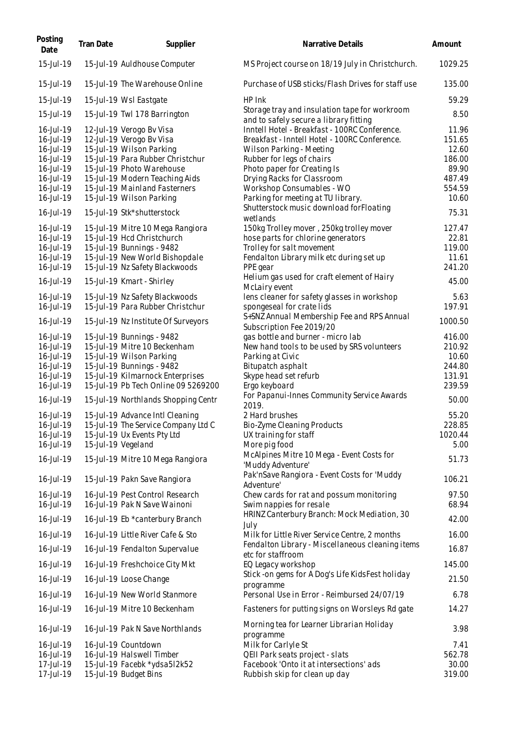| Posting Date | Tran Date | Supplier | Narrative Details | Amount |
|---|---|---|---|---|
| 15-Jul-19 | 15-Jul-19 | Auldhouse Computer | MS Project course on 18/19 July in Christchurch. | 1029.25 |
| 15-Jul-19 | 15-Jul-19 | The Warehouse Online | Purchase of USB sticks/Flash Drives for staff use | 135.00 |
| 15-Jul-19 | 15-Jul-19 | Wsl Eastgate | HP Ink | 59.29 |
| 15-Jul-19 | 15-Jul-19 | Twl 178 Barrington | Storage tray and insulation tape for workroom and to safely secure a library fitting | 8.50 |
| 16-Jul-19 | 12-Jul-19 | Verogo Bv Visa | Inntell Hotel - Breakfast - 100RC Conference. | 11.96 |
| 16-Jul-19 | 12-Jul-19 | Verogo Bv Visa | Breakfast - Inntell Hotel - 100RC Conference. | 151.65 |
| 16-Jul-19 | 15-Jul-19 | Wilson Parking | Wilson Parking - Meeting | 12.60 |
| 16-Jul-19 | 15-Jul-19 | Para Rubber Christchur | Rubber for legs of chairs | 186.00 |
| 16-Jul-19 | 15-Jul-19 | Photo Warehouse | Photo paper for Creating Is | 89.90 |
| 16-Jul-19 | 15-Jul-19 | Modern Teaching Aids | Drying Racks for Classroom | 487.49 |
| 16-Jul-19 | 15-Jul-19 | Mainland Fasterners | Workshop Consumables - WO | 554.59 |
| 16-Jul-19 | 15-Jul-19 | Wilson Parking | Parking for meeting at TU library. | 10.60 |
| 16-Jul-19 | 15-Jul-19 | Stk*shutterstock | Shutterstock music download forFloating wetlands | 75.31 |
| 16-Jul-19 | 15-Jul-19 | Mitre 10 Mega Rangiora | 150kg Trolley mover , 250kg trolley mover | 127.47 |
| 16-Jul-19 | 15-Jul-19 | Hcd Christchurch | hose parts for chlorine generators | 22.81 |
| 16-Jul-19 | 15-Jul-19 | Bunnings - 9482 | Trolley for salt movement | 119.00 |
| 16-Jul-19 | 15-Jul-19 | New World Bishopdale | Fendalton Library milk etc during set up | 11.61 |
| 16-Jul-19 | 15-Jul-19 | Nz Safety Blackwoods | PPE gear | 241.20 |
| 16-Jul-19 | 15-Jul-19 | Kmart - Shirley | Helium gas used for craft element of Hairy McLairy event | 45.00 |
| 16-Jul-19 | 15-Jul-19 | Nz Safety Blackwoods | lens cleaner for safety glasses in workshop | 5.63 |
| 16-Jul-19 | 15-Jul-19 | Para Rubber Christchur | spongeseal for crate lids | 197.91 |
| 16-Jul-19 | 15-Jul-19 | Nz Institute Of Surveyors | S+SNZ Annual Membership Fee and RPS Annual Subscription Fee 2019/20 | 1000.50 |
| 16-Jul-19 | 15-Jul-19 | Bunnings - 9482 | gas bottle and burner - micro lab | 416.00 |
| 16-Jul-19 | 15-Jul-19 | Mitre 10 Beckenham | New hand tools to be used by SRS volunteers | 210.92 |
| 16-Jul-19 | 15-Jul-19 | Wilson Parking | Parking at Civic | 10.60 |
| 16-Jul-19 | 15-Jul-19 | Bunnings - 9482 | Bitupatch asphalt | 244.80 |
| 16-Jul-19 | 15-Jul-19 | Kilmarnock Enterprises | Skype head set refurb | 131.91 |
| 16-Jul-19 | 15-Jul-19 | Pb Tech Online 09 5269200 | Ergo keyboard | 239.59 |
| 16-Jul-19 | 15-Jul-19 | Northlands Shopping Centr | For Papanui-Innes Community Service Awards 2019. | 50.00 |
| 16-Jul-19 | 15-Jul-19 | Advance Intl Cleaning | 2 Hard brushes | 55.20 |
| 16-Jul-19 | 15-Jul-19 | The Service Company Ltd C | Bio-Zyme Cleaning Products | 228.85 |
| 16-Jul-19 | 15-Jul-19 | Ux Events Pty Ltd | UX training for staff | 1020.44 |
| 16-Jul-19 | 15-Jul-19 | Vegeland | More pig food | 5.00 |
| 16-Jul-19 | 15-Jul-19 | Mitre 10 Mega Rangiora | McAlpines Mitre 10 Mega - Event Costs for 'Muddy Adventure' | 51.73 |
| 16-Jul-19 | 15-Jul-19 | Pakn Save Rangiora | Pak'nSave Rangiora - Event Costs for 'Muddy Adventure' | 106.21 |
| 16-Jul-19 | 16-Jul-19 | Pest Control Research | Chew cards for rat and possum monitoring | 97.50 |
| 16-Jul-19 | 16-Jul-19 | Pak N Save Wainoni | Swim nappies for resale | 68.94 |
| 16-Jul-19 | 16-Jul-19 | Eb *canterbury Branch | HRINZ Canterbury Branch: Mock Mediation, 30 July | 42.00 |
| 16-Jul-19 | 16-Jul-19 | Little River Cafe & Sto | Milk for Little River Service Centre, 2 months | 16.00 |
| 16-Jul-19 | 16-Jul-19 | Fendalton Supervalue | Fendalton Library - Miscellaneous cleaning items etc for staffroom | 16.87 |
| 16-Jul-19 | 16-Jul-19 | Freshchoice City Mkt | EQ Legacy workshop | 145.00 |
| 16-Jul-19 | 16-Jul-19 | Loose Change | Stick -on gems for A Dog's Life KidsFest holiday programme | 21.50 |
| 16-Jul-19 | 16-Jul-19 | New World Stanmore | Personal Use in Error - Reimbursed 24/07/19 | 6.78 |
| 16-Jul-19 | 16-Jul-19 | Mitre 10 Beckenham | Fasteners for putting signs on Worsleys Rd gate | 14.27 |
| 16-Jul-19 | 16-Jul-19 | Pak N Save Northlands | Morning tea for Learner Librarian Holiday programme | 3.98 |
| 16-Jul-19 | 16-Jul-19 | Countdown | Milk for Carlyle St | 7.41 |
| 16-Jul-19 | 16-Jul-19 | Halswell Timber | QEII Park seats project - slats | 562.78 |
| 17-Jul-19 | 15-Jul-19 | Facebk *ydsa5l2k52 | Facebook 'Onto it at intersections' ads | 30.00 |
| 17-Jul-19 | 15-Jul-19 | Budget Bins | Rubbish skip for clean up day | 319.00 |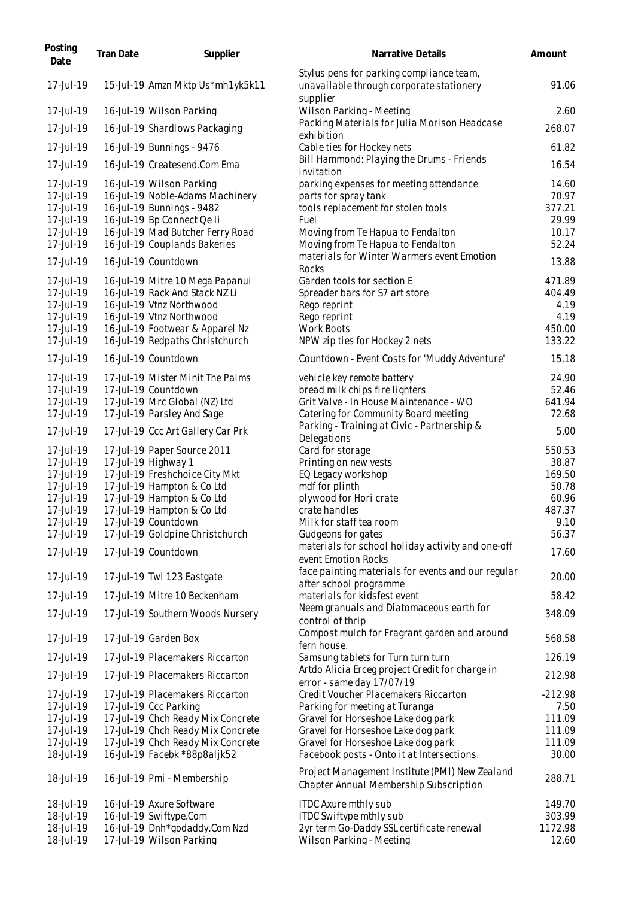| Posting Date | Tran Date | Supplier | Narrative Details | Amount |
|---|---|---|---|---|
| 17-Jul-19 | 15-Jul-19 | Amzn Mktp Us*mh1yk5k11 | Stylus pens for parking compliance team, unavailable through corporate stationery supplier | 91.06 |
| 17-Jul-19 | 16-Jul-19 | Wilson Parking | Wilson Parking - Meeting | 2.60 |
| 17-Jul-19 | 16-Jul-19 | Shardlows Packaging | Packing Materials for Julia Morison Headcase exhibition | 268.07 |
| 17-Jul-19 | 16-Jul-19 | Bunnings - 9476 | Cable ties for Hockey nets | 61.82 |
| 17-Jul-19 | 16-Jul-19 | Createsend.Com Ema | Bill Hammond: Playing the Drums - Friends invitation | 16.54 |
| 17-Jul-19 | 16-Jul-19 | Wilson Parking | parking expenses for meeting attendance | 14.60 |
| 17-Jul-19 | 16-Jul-19 | Noble-Adams Machinery | parts for spray tank | 70.97 |
| 17-Jul-19 | 16-Jul-19 | Bunnings - 9482 | tools replacement for stolen tools | 377.21 |
| 17-Jul-19 | 16-Jul-19 | Bp Connect Qe Ii | Fuel | 29.99 |
| 17-Jul-19 | 16-Jul-19 | Mad Butcher Ferry Road | Moving from Te Hapua to Fendalton | 10.17 |
| 17-Jul-19 | 16-Jul-19 | Couplands Bakeries | Moving from Te Hapua to Fendalton | 52.24 |
| 17-Jul-19 | 16-Jul-19 | Countdown | materials for Winter Warmers event Emotion Rocks | 13.88 |
| 17-Jul-19 | 16-Jul-19 | Mitre 10 Mega Papanui | Garden tools for section E | 471.89 |
| 17-Jul-19 | 16-Jul-19 | Rack And Stack NZ Li | Spreader bars for S7 art store | 404.49 |
| 17-Jul-19 | 16-Jul-19 | Vtnz Northwood | Rego reprint | 4.19 |
| 17-Jul-19 | 16-Jul-19 | Vtnz Northwood | Rego reprint | 4.19 |
| 17-Jul-19 | 16-Jul-19 | Footwear & Apparel Nz | Work Boots | 450.00 |
| 17-Jul-19 | 16-Jul-19 | Redpaths Christchurch | NPW zip ties for Hockey 2 nets | 133.22 |
| 17-Jul-19 | 16-Jul-19 | Countdown | Countdown - Event Costs for 'Muddy Adventure' | 15.18 |
| 17-Jul-19 | 17-Jul-19 | Mister Minit The Palms | vehicle key remote battery | 24.90 |
| 17-Jul-19 | 17-Jul-19 | Countdown | bread milk chips fire lighters | 52.46 |
| 17-Jul-19 | 17-Jul-19 | Mrc Global (NZ) Ltd | Grit Valve - In House Maintenance - WO | 641.94 |
| 17-Jul-19 | 17-Jul-19 | Parsley And Sage | Catering for Community Board meeting | 72.68 |
| 17-Jul-19 | 17-Jul-19 | Ccc Art Gallery Car Prk | Parking - Training at Civic - Partnership & Delegations | 5.00 |
| 17-Jul-19 | 17-Jul-19 | Paper Source 2011 | Card for storage | 550.53 |
| 17-Jul-19 | 17-Jul-19 | Highway 1 | Printing on new vests | 38.87 |
| 17-Jul-19 | 17-Jul-19 | Freshchoice City Mkt | EQ Legacy workshop | 169.50 |
| 17-Jul-19 | 17-Jul-19 | Hampton & Co Ltd | mdf for plinth | 50.78 |
| 17-Jul-19 | 17-Jul-19 | Hampton & Co Ltd | plywood for Hori crate | 60.96 |
| 17-Jul-19 | 17-Jul-19 | Hampton & Co Ltd | crate handles | 487.37 |
| 17-Jul-19 | 17-Jul-19 | Countdown | Milk for staff tea room | 9.10 |
| 17-Jul-19 | 17-Jul-19 | Goldpine Christchurch | Gudgeons for gates | 56.37 |
| 17-Jul-19 | 17-Jul-19 | Countdown | materials for school holiday activity and one-off event Emotion Rocks | 17.60 |
| 17-Jul-19 | 17-Jul-19 | Twl 123 Eastgate | face painting materials for events and our regular after school programme | 20.00 |
| 17-Jul-19 | 17-Jul-19 | Mitre 10 Beckenham | materials for kidsfest event | 58.42 |
| 17-Jul-19 | 17-Jul-19 | Southern Woods Nursery | Neem granuals and Diatomaceous earth for control of thrip | 348.09 |
| 17-Jul-19 | 17-Jul-19 | Garden Box | Compost mulch for Fragrant garden and around fern house. | 568.58 |
| 17-Jul-19 | 17-Jul-19 | Placemakers Riccarton | Samsung tablets for Turn turn turn | 126.19 |
| 17-Jul-19 | 17-Jul-19 | Placemakers Riccarton | Artdo Alicia Erceg project Credit for charge in error - same day 17/07/19 | 212.98 |
| 17-Jul-19 | 17-Jul-19 | Placemakers Riccarton | Credit Voucher Placemakers Riccarton | -212.98 |
| 17-Jul-19 | 17-Jul-19 | Ccc Parking | Parking for meeting at Turanga | 7.50 |
| 17-Jul-19 | 17-Jul-19 | Chch Ready Mix Concrete | Gravel for Horseshoe Lake dog park | 111.09 |
| 17-Jul-19 | 17-Jul-19 | Chch Ready Mix Concrete | Gravel for Horseshoe Lake dog park | 111.09 |
| 17-Jul-19 | 17-Jul-19 | Chch Ready Mix Concrete | Gravel for Horseshoe Lake dog park | 111.09 |
| 18-Jul-19 | 16-Jul-19 | Facebk *88p8aljk52 | Facebook posts - Onto it at Intersections. | 30.00 |
| 18-Jul-19 | 16-Jul-19 | Pmi - Membership | Project Management Institute (PMI) New Zealand Chapter Annual Membership Subscription | 288.71 |
| 18-Jul-19 | 16-Jul-19 | Axure Software | ITDC Axure mthly sub | 149.70 |
| 18-Jul-19 | 16-Jul-19 | Swiftype.Com | ITDC Swiftype mthly sub | 303.99 |
| 18-Jul-19 | 16-Jul-19 | Dnh*godaddy.Com Nzd | 2yr term Go-Daddy SSL certificate renewal | 1172.98 |
| 18-Jul-19 | 17-Jul-19 | Wilson Parking | Wilson Parking - Meeting | 12.60 |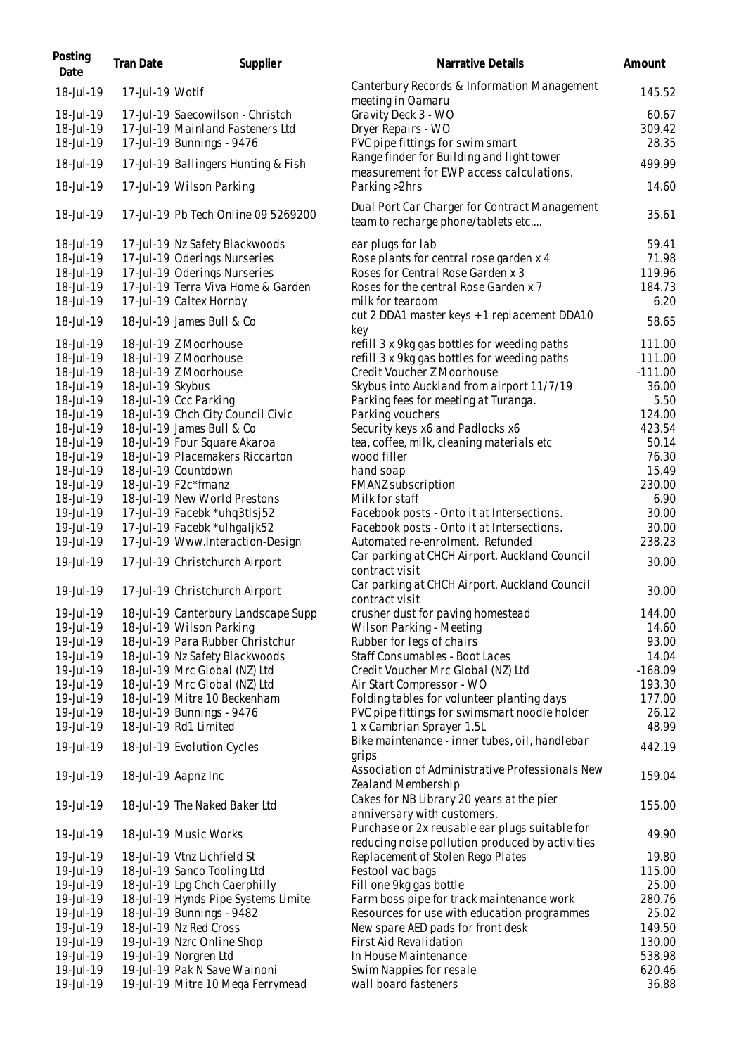| Posting Date | Tran Date | Supplier | Narrative Details | Amount |
|---|---|---|---|---|
| 18-Jul-19 | 17-Jul-19 | Wotif | Canterbury Records & Information Management meeting in Oamaru | 145.52 |
| 18-Jul-19 | 17-Jul-19 | Saecowilson - Christch | Gravity Deck 3 - WO | 60.67 |
| 18-Jul-19 | 17-Jul-19 | Mainland Fasteners Ltd | Dryer Repairs - WO | 309.42 |
| 18-Jul-19 | 17-Jul-19 | Bunnings - 9476 | PVC pipe fittings for swim smart | 28.35 |
| 18-Jul-19 | 17-Jul-19 | Ballingers Hunting & Fish | Range finder for Building and light tower measurement for EWP access calculations. | 499.99 |
| 18-Jul-19 | 17-Jul-19 | Wilson Parking | Parking >2hrs | 14.60 |
| 18-Jul-19 | 17-Jul-19 | Pb Tech Online 09 5269200 | Dual Port Car Charger for Contract Management team to recharge phone/tablets etc.... | 35.61 |
| 18-Jul-19 | 17-Jul-19 | Nz Safety Blackwoods | ear plugs for lab | 59.41 |
| 18-Jul-19 | 17-Jul-19 | Oderings Nurseries | Rose plants for central rose garden x 4 | 71.98 |
| 18-Jul-19 | 17-Jul-19 | Oderings Nurseries | Roses for Central Rose Garden x 3 | 119.96 |
| 18-Jul-19 | 17-Jul-19 | Terra Viva Home & Garden | Roses for the central Rose Garden x 7 | 184.73 |
| 18-Jul-19 | 17-Jul-19 | Caltex Hornby | milk for tearoom | 6.20 |
| 18-Jul-19 | 18-Jul-19 | James Bull & Co | cut 2 DDA1 master keys + 1 replacement DDA10 key | 58.65 |
| 18-Jul-19 | 18-Jul-19 | Z Moorhouse | refill 3 x 9kg gas bottles for weeding paths | 111.00 |
| 18-Jul-19 | 18-Jul-19 | Z Moorhouse | refill 3 x 9kg gas bottles for weeding paths | 111.00 |
| 18-Jul-19 | 18-Jul-19 | Z Moorhouse | Credit Voucher Z Moorhouse | -111.00 |
| 18-Jul-19 | 18-Jul-19 | Skybus | Skybus into Auckland from airport 11/7/19 | 36.00 |
| 18-Jul-19 | 18-Jul-19 | Ccc Parking | Parking fees for meeting at Turanga. | 5.50 |
| 18-Jul-19 | 18-Jul-19 | Chch City Council Civic | Parking vouchers | 124.00 |
| 18-Jul-19 | 18-Jul-19 | James Bull & Co | Security keys x6 and Padlocks x6 | 423.54 |
| 18-Jul-19 | 18-Jul-19 | Four Square Akaroa | tea, coffee, milk, cleaning materials etc | 50.14 |
| 18-Jul-19 | 18-Jul-19 | Placemakers Riccarton | wood filler | 76.30 |
| 18-Jul-19 | 18-Jul-19 | Countdown | hand soap | 15.49 |
| 18-Jul-19 | 18-Jul-19 | F2c*fmanz | FMANZ subscription | 230.00 |
| 18-Jul-19 | 18-Jul-19 | New World Prestons | Milk for staff | 6.90 |
| 19-Jul-19 | 17-Jul-19 | Facebk *uhq3tlsj52 | Facebook posts - Onto it at Intersections. | 30.00 |
| 19-Jul-19 | 17-Jul-19 | Facebk *ulhgaljk52 | Facebook posts - Onto it at Intersections. | 30.00 |
| 19-Jul-19 | 17-Jul-19 | Www.Interaction-Design | Automated re-enrolment. Refunded | 238.23 |
| 19-Jul-19 | 17-Jul-19 | Christchurch Airport | Car parking at CHCH Airport. Auckland Council contract visit | 30.00 |
| 19-Jul-19 | 17-Jul-19 | Christchurch Airport | Car parking at CHCH Airport. Auckland Council contract visit | 30.00 |
| 19-Jul-19 | 18-Jul-19 | Canterbury Landscape Supp | crusher dust for paving homestead | 144.00 |
| 19-Jul-19 | 18-Jul-19 | Wilson Parking | Wilson Parking - Meeting | 14.60 |
| 19-Jul-19 | 18-Jul-19 | Para Rubber Christchur | Rubber for legs of chairs | 93.00 |
| 19-Jul-19 | 18-Jul-19 | Nz Safety Blackwoods | Staff Consumables - Boot Laces | 14.04 |
| 19-Jul-19 | 18-Jul-19 | Mrc Global (NZ) Ltd | Credit Voucher Mrc Global (NZ) Ltd | -168.09 |
| 19-Jul-19 | 18-Jul-19 | Mrc Global (NZ) Ltd | Air Start Compressor - WO | 193.30 |
| 19-Jul-19 | 18-Jul-19 | Mitre 10 Beckenham | Folding tables for volunteer planting days | 177.00 |
| 19-Jul-19 | 18-Jul-19 | Bunnings - 9476 | PVC pipe fittings for swimsmart noodle holder | 26.12 |
| 19-Jul-19 | 18-Jul-19 | Rd1 Limited | 1 x Cambrian Sprayer 1.5L | 48.99 |
| 19-Jul-19 | 18-Jul-19 | Evolution Cycles | Bike maintenance - inner tubes, oil, handlebar grips | 442.19 |
| 19-Jul-19 | 18-Jul-19 | Aapnz Inc | Association of Administrative Professionals New Zealand Membership | 159.04 |
| 19-Jul-19 | 18-Jul-19 | The Naked Baker Ltd | Cakes for NB Library 20 years at the pier anniversary with customers. | 155.00 |
| 19-Jul-19 | 18-Jul-19 | Music Works | Purchase or 2x reusable ear plugs suitable for reducing noise pollution produced by activities | 49.90 |
| 19-Jul-19 | 18-Jul-19 | Vtnz Lichfield St | Replacement of Stolen Rego Plates | 19.80 |
| 19-Jul-19 | 18-Jul-19 | Sanco Tooling Ltd | Festool vac bags | 115.00 |
| 19-Jul-19 | 18-Jul-19 | Lpg Chch Caerphilly | Fill one 9kg gas bottle | 25.00 |
| 19-Jul-19 | 18-Jul-19 | Hynds Pipe Systems Limite | Farm boss pipe for track maintenance work | 280.76 |
| 19-Jul-19 | 18-Jul-19 | Bunnings - 9482 | Resources for use with education programmes | 25.02 |
| 19-Jul-19 | 18-Jul-19 | Nz Red Cross | New spare AED pads for front desk | 149.50 |
| 19-Jul-19 | 19-Jul-19 | Nzrc Online Shop | First Aid Revalidation | 130.00 |
| 19-Jul-19 | 19-Jul-19 | Norgren Ltd | In House Maintenance | 538.98 |
| 19-Jul-19 | 19-Jul-19 | Pak N Save Wainoni | Swim Nappies for resale | 620.46 |
| 19-Jul-19 | 19-Jul-19 | Mitre 10 Mega Ferrymead | wall board fasteners | 36.88 |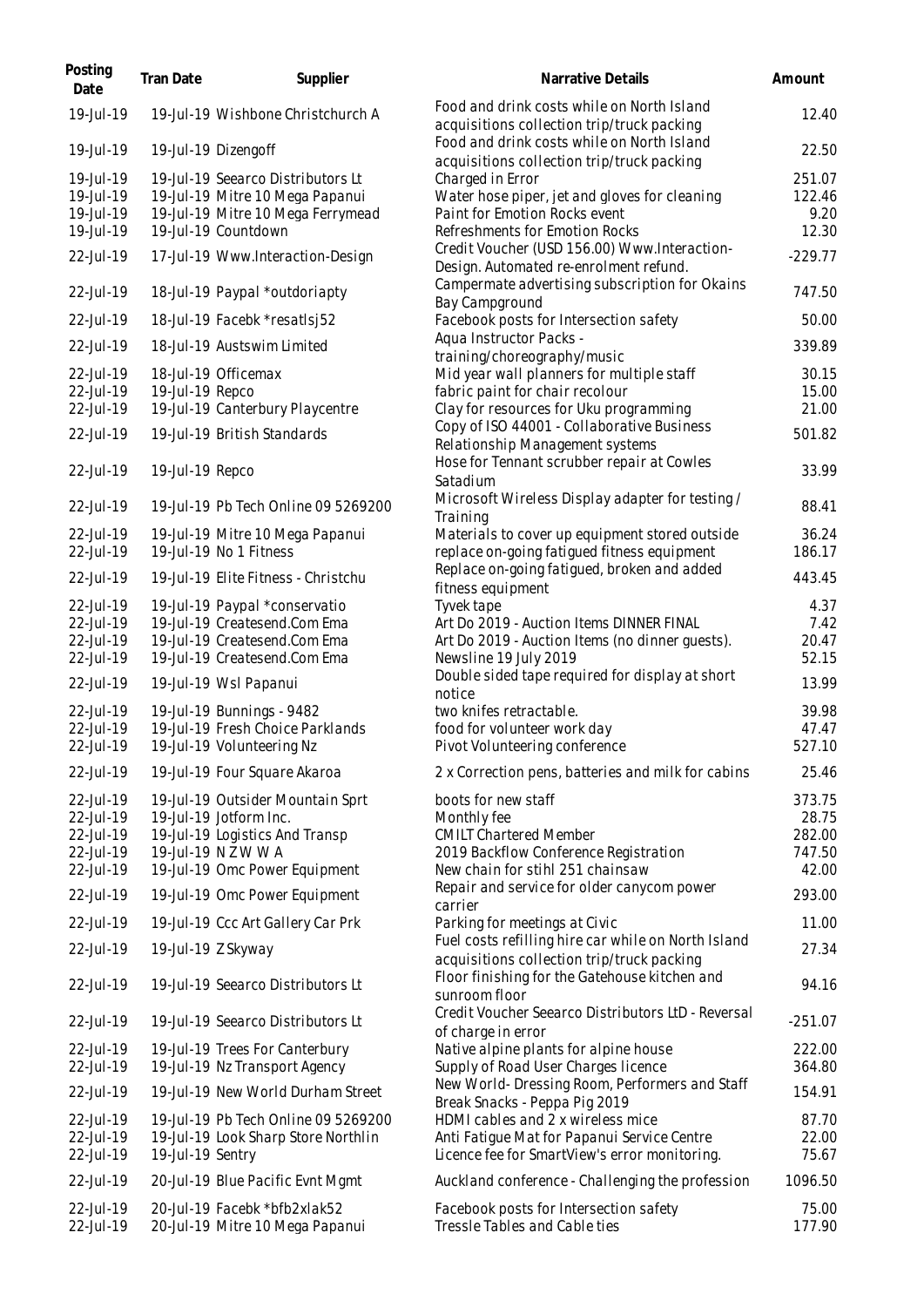| Posting Date | Tran Date | Supplier | Narrative Details | Amount |
|---|---|---|---|---|
| 19-Jul-19 | 19-Jul-19 | Wishbone Christchurch A | Food and drink costs while on North Island acquisitions collection trip/truck packing | 12.40 |
| 19-Jul-19 | 19-Jul-19 | Dizengoff | Food and drink costs while on North Island acquisitions collection trip/truck packing | 22.50 |
| 19-Jul-19 | 19-Jul-19 | Seearco Distributors Lt | Charged in Error | 251.07 |
| 19-Jul-19 | 19-Jul-19 | Mitre 10 Mega Papanui | Water hose piper, jet and gloves for cleaning | 122.46 |
| 19-Jul-19 | 19-Jul-19 | Mitre 10 Mega Ferrymead | Paint for Emotion Rocks event | 9.20 |
| 19-Jul-19 | 19-Jul-19 | Countdown | Refreshments for Emotion Rocks | 12.30 |
| 22-Jul-19 | 17-Jul-19 | Www.Interaction-Design | Credit Voucher (USD 156.00) Www.Interaction-Design. Automated re-enrolment refund. | -229.77 |
| 22-Jul-19 | 18-Jul-19 | Paypal *outdoriapty | Campermate advertising subscription for Okains Bay Campground | 747.50 |
| 22-Jul-19 | 18-Jul-19 | Facebk *resatlsj52 | Facebook posts for Intersection safety | 50.00 |
| 22-Jul-19 | 18-Jul-19 | Austswim Limited | Aqua Instructor Packs - training/choreography/music | 339.89 |
| 22-Jul-19 | 18-Jul-19 | Officemax | Mid year wall planners for multiple staff | 30.15 |
| 22-Jul-19 | 19-Jul-19 | Repco | fabric paint for chair recolour | 15.00 |
| 22-Jul-19 | 19-Jul-19 | Canterbury Playcentre | Clay for resources for Uku programming | 21.00 |
| 22-Jul-19 | 19-Jul-19 | British Standards | Copy of ISO 44001 - Collaborative Business Relationship Management systems | 501.82 |
| 22-Jul-19 | 19-Jul-19 | Repco | Hose for Tennant scrubber repair at Cowles Satadium | 33.99 |
| 22-Jul-19 | 19-Jul-19 | Pb Tech Online 09 5269200 | Microsoft Wireless Display adapter for testing / Training | 88.41 |
| 22-Jul-19 | 19-Jul-19 | Mitre 10 Mega Papanui | Materials to cover up equipment stored outside | 36.24 |
| 22-Jul-19 | 19-Jul-19 | No 1 Fitness | replace on-going fatigued fitness equipment | 186.17 |
| 22-Jul-19 | 19-Jul-19 | Elite Fitness - Christchu | Replace on-going fatigued, broken and added fitness equipment | 443.45 |
| 22-Jul-19 | 19-Jul-19 | Paypal *conservatio | Tyvek tape | 4.37 |
| 22-Jul-19 | 19-Jul-19 | Createsend.Com Ema | Art Do 2019 - Auction Items DINNER FINAL | 7.42 |
| 22-Jul-19 | 19-Jul-19 | Createsend.Com Ema | Art Do 2019 - Auction Items (no dinner guests). | 20.47 |
| 22-Jul-19 | 19-Jul-19 | Createsend.Com Ema | Newsline 19 July 2019 | 52.15 |
| 22-Jul-19 | 19-Jul-19 | Wsl Papanui | Double sided tape required for display at short notice | 13.99 |
| 22-Jul-19 | 19-Jul-19 | Bunnings - 9482 | two knifes retractable. | 39.98 |
| 22-Jul-19 | 19-Jul-19 | Fresh Choice Parklands | food for volunteer work day | 47.47 |
| 22-Jul-19 | 19-Jul-19 | Volunteering Nz | Pivot Volunteering conference | 527.10 |
| 22-Jul-19 | 19-Jul-19 | Four Square Akaroa | 2 x Correction pens, batteries and milk for cabins | 25.46 |
| 22-Jul-19 | 19-Jul-19 | Outsider Mountain Sprt | boots for new staff | 373.75 |
| 22-Jul-19 | 19-Jul-19 | Jotform Inc. | Monthly fee | 28.75 |
| 22-Jul-19 | 19-Jul-19 | Logistics And Transp | CMILT Chartered Member | 282.00 |
| 22-Jul-19 | 19-Jul-19 | N Z W W A | 2019 Backflow Conference Registration | 747.50 |
| 22-Jul-19 | 19-Jul-19 | Omc Power Equipment | New chain for stihl 251 chainsaw | 42.00 |
| 22-Jul-19 | 19-Jul-19 | Omc Power Equipment | Repair and service for older canycom power carrier | 293.00 |
| 22-Jul-19 | 19-Jul-19 | Ccc Art Gallery Car Prk | Parking for meetings at Civic | 11.00 |
| 22-Jul-19 | 19-Jul-19 | Z Skyway | Fuel costs refilling hire car while on North Island acquisitions collection trip/truck packing | 27.34 |
| 22-Jul-19 | 19-Jul-19 | Seearco Distributors Lt | Floor finishing for the Gatehouse kitchen and sunroom floor | 94.16 |
| 22-Jul-19 | 19-Jul-19 | Seearco Distributors Lt | Credit Voucher Seearco Distributors LtD - Reversal of charge in error | -251.07 |
| 22-Jul-19 | 19-Jul-19 | Trees For Canterbury | Native alpine plants for alpine house | 222.00 |
| 22-Jul-19 | 19-Jul-19 | Nz Transport Agency | Supply of Road User Charges licence | 364.80 |
| 22-Jul-19 | 19-Jul-19 | New World Durham Street | New World- Dressing Room, Performers and Staff Break Snacks - Peppa Pig 2019 | 154.91 |
| 22-Jul-19 | 19-Jul-19 | Pb Tech Online 09 5269200 | HDMI cables and 2 x wireless mice | 87.70 |
| 22-Jul-19 | 19-Jul-19 | Look Sharp Store Northlin | Anti Fatigue Mat for Papanui Service Centre | 22.00 |
| 22-Jul-19 | 19-Jul-19 | Sentry | Licence fee for SmartView's error monitoring. | 75.67 |
| 22-Jul-19 | 20-Jul-19 | Blue Pacific Evnt Mgmt | Auckland conference - Challenging the profession | 1096.50 |
| 22-Jul-19 | 20-Jul-19 | Facebk *bfb2xlak52 | Facebook posts for Intersection safety | 75.00 |
| 22-Jul-19 | 20-Jul-19 | Mitre 10 Mega Papanui | Tressle Tables and Cable ties | 177.90 |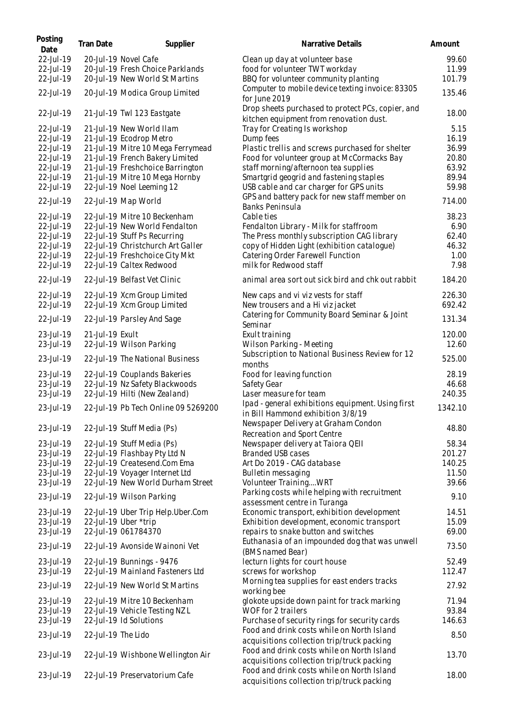| Posting Date | Tran Date | Supplier | Narrative Details | Amount |
|---|---|---|---|---|
| 22-Jul-19 | 20-Jul-19 | Novel Cafe | Clean up day at volunteer base | 99.60 |
| 22-Jul-19 | 20-Jul-19 | Fresh Choice Parklands | food for volunteer TWT workday | 11.99 |
| 22-Jul-19 | 20-Jul-19 | New World St Martins | BBQ for volunteer community planting | 101.79 |
| 22-Jul-19 | 20-Jul-19 | Modica Group Limited | Computer to mobile device texting invoice: 83305 for June 2019 | 135.46 |
| 22-Jul-19 | 21-Jul-19 | Twl 123 Eastgate | Drop sheets purchased to protect PCs, copier, and kitchen equipment from renovation dust. | 18.00 |
| 22-Jul-19 | 21-Jul-19 | New World Ilam | Tray for Creating Is workshop | 5.15 |
| 22-Jul-19 | 21-Jul-19 | Ecodrop Metro | Dump fees | 16.19 |
| 22-Jul-19 | 21-Jul-19 | Mitre 10 Mega Ferrymead | Plastic trellis and screws purchased for shelter | 36.99 |
| 22-Jul-19 | 21-Jul-19 | French Bakery Limited | Food for volunteer group at McCormacks Bay | 20.80 |
| 22-Jul-19 | 21-Jul-19 | Freshchoice Barrington | staff morning/afternoon tea supplies | 63.92 |
| 22-Jul-19 | 21-Jul-19 | Mitre 10 Mega Hornby | Smartgrid geogrid and fastening staples | 89.94 |
| 22-Jul-19 | 22-Jul-19 | Noel Leeming 12 | USB cable and car charger for GPS units | 59.98 |
| 22-Jul-19 | 22-Jul-19 | Map World | GPS and battery pack for new staff member on Banks Peninsula | 714.00 |
| 22-Jul-19 | 22-Jul-19 | Mitre 10 Beckenham | Cable ties | 38.23 |
| 22-Jul-19 | 22-Jul-19 | New World Fendalton | Fendalton Library - Milk for staffroom | 6.90 |
| 22-Jul-19 | 22-Jul-19 | Stuff Ps Recurring | The Press monthly subscription CAG library | 62.40 |
| 22-Jul-19 | 22-Jul-19 | Christchurch Art Galler | copy of Hidden Light (exhibition catalogue) | 46.32 |
| 22-Jul-19 | 22-Jul-19 | Freshchoice City Mkt | Catering Order Farewell Function | 1.00 |
| 22-Jul-19 | 22-Jul-19 | Caltex Redwood | milk for Redwood staff | 7.98 |
| 22-Jul-19 | 22-Jul-19 | Belfast Vet Clinic | animal area sort out sick bird and chk out rabbit | 184.20 |
| 22-Jul-19 | 22-Jul-19 | Xcm Group Limited | New caps and vi viz vests for staff | 226.30 |
| 22-Jul-19 | 22-Jul-19 | Xcm Group Limited | New trousers and a Hi viz jacket | 692.42 |
| 22-Jul-19 | 22-Jul-19 | Parsley And Sage | Catering for Community Board Seminar & Joint Seminar | 131.34 |
| 23-Jul-19 | 21-Jul-19 | Exult | Exult training | 120.00 |
| 23-Jul-19 | 22-Jul-19 | Wilson Parking | Wilson Parking - Meeting | 12.60 |
| 23-Jul-19 | 22-Jul-19 | The National Business | Subscription to National Business Review for 12 months | 525.00 |
| 23-Jul-19 | 22-Jul-19 | Couplands Bakeries | Food for leaving function | 28.19 |
| 23-Jul-19 | 22-Jul-19 | Nz Safety Blackwoods | Safety Gear | 46.68 |
| 23-Jul-19 | 22-Jul-19 | Hilti (New Zealand) | Laser measure for team | 240.35 |
| 23-Jul-19 | 22-Jul-19 | Pb Tech Online 09 5269200 | Ipad - general exhibitions equipment. Using first in Bill Hammond exhibition 3/8/19 | 1342.10 |
| 23-Jul-19 | 22-Jul-19 | Stuff Media (Ps) | Newspaper Delivery at Graham Condon Recreation and Sport Centre | 48.80 |
| 23-Jul-19 | 22-Jul-19 | Stuff Media (Ps) | Newspaper delivery at Taiora QEII | 58.34 |
| 23-Jul-19 | 22-Jul-19 | Flashbay Pty Ltd N | Branded USB cases | 201.27 |
| 23-Jul-19 | 22-Jul-19 | Createsend.Com Ema | Art Do 2019 - CAG database | 140.25 |
| 23-Jul-19 | 22-Jul-19 | Voyager Internet Ltd | Bulletin messaging | 11.50 |
| 23-Jul-19 | 22-Jul-19 | New World Durham Street | Volunteer Training....WRT | 39.66 |
| 23-Jul-19 | 22-Jul-19 | Wilson Parking | Parking costs while helping with recruitment assessment centre in Turanga | 9.10 |
| 23-Jul-19 | 22-Jul-19 | Uber Trip Help.Uber.Com | Economic transport, exhibition development | 14.51 |
| 23-Jul-19 | 22-Jul-19 | Uber *trip | Exhibition development, economic transport | 15.09 |
| 23-Jul-19 | 22-Jul-19 | 061784370 | repairs to snake button and switches | 69.00 |
| 23-Jul-19 | 22-Jul-19 | Avonside Wainoni Vet | Euthanasia of an impounded dog that was unwell (BMS named Bear) | 73.50 |
| 23-Jul-19 | 22-Jul-19 | Bunnings - 9476 | lecturn lights for court house | 52.49 |
| 23-Jul-19 | 22-Jul-19 | Mainland Fasteners Ltd | screws for workshop | 112.47 |
| 23-Jul-19 | 22-Jul-19 | New World St Martins | Morning tea supplies for east enders tracks working bee | 27.92 |
| 23-Jul-19 | 22-Jul-19 | Mitre 10 Beckenham | glokote upside down paint for track marking | 71.94 |
| 23-Jul-19 | 22-Jul-19 | Vehicle Testing NZ L | WOF for 2 trailers | 93.84 |
| 23-Jul-19 | 22-Jul-19 | Id Solutions | Purchase of security rings for security cards | 146.63 |
| 23-Jul-19 | 22-Jul-19 | The Lido | Food and drink costs while on North Island acquisitions collection trip/truck packing | 8.50 |
| 23-Jul-19 | 22-Jul-19 | Wishbone Wellington Air | Food and drink costs while on North Island acquisitions collection trip/truck packing | 13.70 |
| 23-Jul-19 | 22-Jul-19 | Preservatorium Cafe | Food and drink costs while on North Island acquisitions collection trip/truck packing | 18.00 |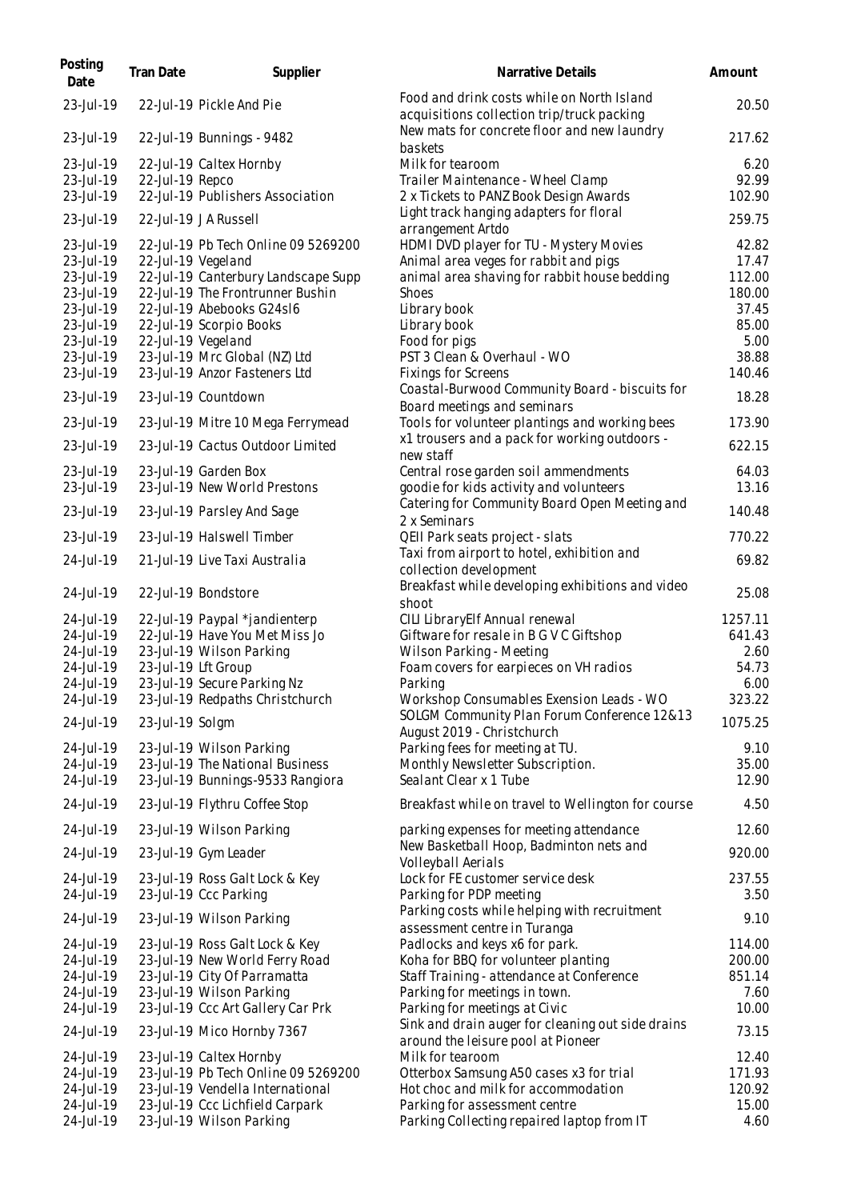| Posting Date | Tran Date | Supplier | Narrative Details | Amount |
|---|---|---|---|---|
| 23-Jul-19 | 22-Jul-19 | Pickle And Pie | Food and drink costs while on North Island acquisitions collection trip/truck packing | 20.50 |
| 23-Jul-19 | 22-Jul-19 | Bunnings - 9482 | New mats for concrete floor and new laundry baskets | 217.62 |
| 23-Jul-19 | 22-Jul-19 | Caltex Hornby | Milk for tearoom | 6.20 |
| 23-Jul-19 | 22-Jul-19 | Repco | Trailer Maintenance - Wheel Clamp | 92.99 |
| 23-Jul-19 | 22-Jul-19 | Publishers Association | 2 x Tickets to PANZ Book Design Awards | 102.90 |
| 23-Jul-19 | 22-Jul-19 | J A Russell | Light track hanging adapters for floral arrangement Artdo | 259.75 |
| 23-Jul-19 | 22-Jul-19 | Pb Tech Online 09 5269200 | HDMI DVD player for TU - Mystery Movies | 42.82 |
| 23-Jul-19 | 22-Jul-19 | Vegeland | Animal area veges for rabbit and pigs | 17.47 |
| 23-Jul-19 | 22-Jul-19 | Canterbury Landscape Supp | animal area shaving for rabbit house bedding | 112.00 |
| 23-Jul-19 | 22-Jul-19 | The Frontrunner Bushin | Shoes | 180.00 |
| 23-Jul-19 | 22-Jul-19 | Abebooks G24sl6 | Library book | 37.45 |
| 23-Jul-19 | 22-Jul-19 | Scorpio Books | Library book | 85.00 |
| 23-Jul-19 | 22-Jul-19 | Vegeland | Food for pigs | 5.00 |
| 23-Jul-19 | 23-Jul-19 | Mrc Global (NZ) Ltd | PST 3 Clean & Overhaul - WO | 38.88 |
| 23-Jul-19 | 23-Jul-19 | Anzor Fasteners Ltd | Fixings for Screens | 140.46 |
| 23-Jul-19 | 23-Jul-19 | Countdown | Coastal-Burwood Community Board - biscuits for Board meetings and seminars | 18.28 |
| 23-Jul-19 | 23-Jul-19 | Mitre 10 Mega Ferrymead | Tools for volunteer plantings and working bees | 173.90 |
| 23-Jul-19 | 23-Jul-19 | Cactus Outdoor Limited | x1 trousers and a pack for working outdoors - new staff | 622.15 |
| 23-Jul-19 | 23-Jul-19 | Garden Box | Central rose garden soil ammendments | 64.03 |
| 23-Jul-19 | 23-Jul-19 | New World Prestons | goodie for kids activity and volunteers | 13.16 |
| 23-Jul-19 | 23-Jul-19 | Parsley And Sage | Catering for Community Board Open Meeting and 2 x Seminars | 140.48 |
| 23-Jul-19 | 23-Jul-19 | Halswell Timber | QEII Park seats project - slats | 770.22 |
| 24-Jul-19 | 21-Jul-19 | Live Taxi Australia | Taxi from airport to hotel, exhibition and collection development | 69.82 |
| 24-Jul-19 | 22-Jul-19 | Bondstore | Breakfast while developing exhibitions and video shoot | 25.08 |
| 24-Jul-19 | 22-Jul-19 | Paypal *jandienterp | CILI LibraryElf Annual renewal | 1257.11 |
| 24-Jul-19 | 22-Jul-19 | Have You Met Miss Jo | Giftware for resale in B G V C Giftshop | 641.43 |
| 24-Jul-19 | 23-Jul-19 | Wilson Parking | Wilson Parking - Meeting | 2.60 |
| 24-Jul-19 | 23-Jul-19 | Lft Group | Foam covers for earpieces on VH radios | 54.73 |
| 24-Jul-19 | 23-Jul-19 | Secure Parking Nz | Parking | 6.00 |
| 24-Jul-19 | 23-Jul-19 | Redpaths Christchurch | Workshop Consumables Exension Leads - WO | 323.22 |
| 24-Jul-19 | 23-Jul-19 | Solgm | SOLGM Community Plan Forum Conference 12&13 August 2019 - Christchurch | 1075.25 |
| 24-Jul-19 | 23-Jul-19 | Wilson Parking | Parking fees for meeting at TU. | 9.10 |
| 24-Jul-19 | 23-Jul-19 | The National Business | Monthly Newsletter Subscription. | 35.00 |
| 24-Jul-19 | 23-Jul-19 | Bunnings-9533 Rangiora | Sealant Clear x 1 Tube | 12.90 |
| 24-Jul-19 | 23-Jul-19 | Flythru Coffee Stop | Breakfast while on travel to Wellington for course | 4.50 |
| 24-Jul-19 | 23-Jul-19 | Wilson Parking | parking expenses for meeting attendance | 12.60 |
| 24-Jul-19 | 23-Jul-19 | Gym Leader | New Basketball Hoop, Badminton nets and Volleyball Aerials | 920.00 |
| 24-Jul-19 | 23-Jul-19 | Ross Galt Lock & Key | Lock for FE customer service desk | 237.55 |
| 24-Jul-19 | 23-Jul-19 | Ccc Parking | Parking for PDP meeting | 3.50 |
| 24-Jul-19 | 23-Jul-19 | Wilson Parking | Parking costs while helping with recruitment assessment centre in Turanga | 9.10 |
| 24-Jul-19 | 23-Jul-19 | Ross Galt Lock & Key | Padlocks and keys x6 for park. | 114.00 |
| 24-Jul-19 | 23-Jul-19 | New World Ferry Road | Koha for BBQ for volunteer planting | 200.00 |
| 24-Jul-19 | 23-Jul-19 | City Of Parramatta | Staff Training - attendance at Conference | 851.14 |
| 24-Jul-19 | 23-Jul-19 | Wilson Parking | Parking for meetings in town. | 7.60 |
| 24-Jul-19 | 23-Jul-19 | Ccc Art Gallery Car Prk | Parking for meetings at Civic | 10.00 |
| 24-Jul-19 | 23-Jul-19 | Mico Hornby 7367 | Sink and drain auger for cleaning out side drains around the leisure pool at Pioneer | 73.15 |
| 24-Jul-19 | 23-Jul-19 | Caltex Hornby | Milk for tearoom | 12.40 |
| 24-Jul-19 | 23-Jul-19 | Pb Tech Online 09 5269200 | Otterbox Samsung A50 cases x3 for trial | 171.93 |
| 24-Jul-19 | 23-Jul-19 | Vendella International | Hot choc and milk for accommodation | 120.92 |
| 24-Jul-19 | 23-Jul-19 | Ccc Lichfield Carpark | Parking for assessment centre | 15.00 |
| 24-Jul-19 | 23-Jul-19 | Wilson Parking | Parking Collecting repaired laptop from IT | 4.60 |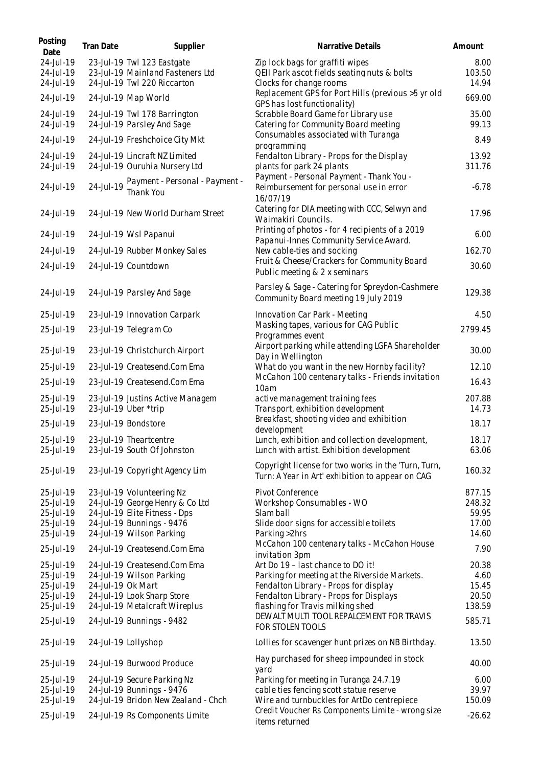| Posting Date | Tran Date | Supplier | Narrative Details | Amount |
|---|---|---|---|---|
| 24-Jul-19 | 23-Jul-19 | Twl 123 Eastgate | Zip lock bags for graffiti wipes | 8.00 |
| 24-Jul-19 | 23-Jul-19 | Mainland Fasteners Ltd | QEII Park ascot fields seating nuts & bolts | 103.50 |
| 24-Jul-19 | 24-Jul-19 | Twl 220 Riccarton | Clocks for change rooms | 14.94 |
| 24-Jul-19 | 24-Jul-19 | Map World | Replacement GPS for Port Hills (previous >5 yr old GPS has lost functionality) | 669.00 |
| 24-Jul-19 | 24-Jul-19 | Twl 178 Barrington | Scrabble Board Game for Library use | 35.00 |
| 24-Jul-19 | 24-Jul-19 | Parsley And Sage | Catering for Community Board meeting | 99.13 |
| 24-Jul-19 | 24-Jul-19 | Freshchoice City Mkt | Consumables associated with Turanga programming | 8.49 |
| 24-Jul-19 | 24-Jul-19 | Lincraft NZ Limited | Fendalton Library - Props for the Display | 13.92 |
| 24-Jul-19 | 24-Jul-19 | Ouruhia Nursery Ltd | plants for park 24 plants | 311.76 |
| 24-Jul-19 | 24-Jul-19 | Payment - Personal - Payment - Thank You | Payment - Personal Payment - Thank You - Reimbursement for personal use in error 16/07/19 | -6.78 |
| 24-Jul-19 | 24-Jul-19 | New World Durham Street | Catering for DIA meeting with CCC, Selwyn and Waimakiri Councils. | 17.96 |
| 24-Jul-19 | 24-Jul-19 | Wsl Papanui | Printing of photos - for 4 recipients of a 2019 Papanui-Innes Community Service Award. | 6.00 |
| 24-Jul-19 | 24-Jul-19 | Rubber Monkey Sales | New cable-ties and socking | 162.70 |
| 24-Jul-19 | 24-Jul-19 | Countdown | Fruit & Cheese/Crackers for Community Board Public meeting & 2 x seminars | 30.60 |
| 24-Jul-19 | 24-Jul-19 | Parsley And Sage | Parsley & Sage - Catering for Spreydon-Cashmere Community Board meeting 19 July 2019 | 129.38 |
| 25-Jul-19 | 23-Jul-19 | Innovation Carpark | Innovation Car Park - Meeting | 4.50 |
| 25-Jul-19 | 23-Jul-19 | Telegram Co | Masking tapes, various for CAG Public Programmes event | 2799.45 |
| 25-Jul-19 | 23-Jul-19 | Christchurch Airport | Airport parking while attending LGFA Shareholder Day in Wellington | 30.00 |
| 25-Jul-19 | 23-Jul-19 | Createsend.Com Ema | What do you want in the new Hornby facility? | 12.10 |
| 25-Jul-19 | 23-Jul-19 | Createsend.Com Ema | McCahon 100 centenary talks - Friends invitation 10am | 16.43 |
| 25-Jul-19 | 23-Jul-19 | Justins Active Managem | active management training fees | 207.88 |
| 25-Jul-19 | 23-Jul-19 | Uber *trip | Transport, exhibition development | 14.73 |
| 25-Jul-19 | 23-Jul-19 | Bondstore | Breakfast, shooting video and exhibition development | 18.17 |
| 25-Jul-19 | 23-Jul-19 | Theartcentre | Lunch, exhibition and collection development, | 18.17 |
| 25-Jul-19 | 23-Jul-19 | South Of Johnston | Lunch with artist. Exhibition development | 63.06 |
| 25-Jul-19 | 23-Jul-19 | Copyright Agency Lim | Copyright license for two works in the 'Turn, Turn, Turn: A Year in Art' exhibition to appear on CAG | 160.32 |
| 25-Jul-19 | 23-Jul-19 | Volunteering Nz | Pivot Conference | 877.15 |
| 25-Jul-19 | 24-Jul-19 | George Henry & Co Ltd | Workshop Consumables - WO | 248.32 |
| 25-Jul-19 | 24-Jul-19 | Elite Fitness - Dps | Slam ball | 59.95 |
| 25-Jul-19 | 24-Jul-19 | Bunnings - 9476 | Slide door signs for accessible toilets | 17.00 |
| 25-Jul-19 | 24-Jul-19 | Wilson Parking | Parking >2hrs | 14.60 |
| 25-Jul-19 | 24-Jul-19 | Createsend.Com Ema | McCahon 100 centenary talks - McCahon House invitation 3pm | 7.90 |
| 25-Jul-19 | 24-Jul-19 | Createsend.Com Ema | Art Do 19 – last chance to DO it! | 20.38 |
| 25-Jul-19 | 24-Jul-19 | Wilson Parking | Parking for meeting at the Riverside Markets. | 4.60 |
| 25-Jul-19 | 24-Jul-19 | Ok Mart | Fendalton Library - Props for display | 15.45 |
| 25-Jul-19 | 24-Jul-19 | Look Sharp Store | Fendalton Library - Props for Displays | 20.50 |
| 25-Jul-19 | 24-Jul-19 | Metalcraft Wireplus | flashing for Travis milking shed | 138.59 |
| 25-Jul-19 | 24-Jul-19 | Bunnings - 9482 | DEWALT MULTI TOOL REPALCEMENT FOR TRAVIS FOR STOLEN TOOLS | 585.71 |
| 25-Jul-19 | 24-Jul-19 | Lollyshop | Lollies for scavenger hunt prizes on NB Birthday. | 13.50 |
| 25-Jul-19 | 24-Jul-19 | Burwood Produce | Hay purchased for sheep impounded in stock yard | 40.00 |
| 25-Jul-19 | 24-Jul-19 | Secure Parking Nz | Parking for meeting in Turanga 24.7.19 | 6.00 |
| 25-Jul-19 | 24-Jul-19 | Bunnings - 9476 | cable ties fencing scott statue reserve | 39.97 |
| 25-Jul-19 | 24-Jul-19 | Bridon New Zealand - Chch | Wire and turnbuckles for ArtDo centrepiece | 150.09 |
| 25-Jul-19 | 24-Jul-19 | Rs Components Limite | Credit Voucher Rs Components Limite - wrong size items returned | -26.62 |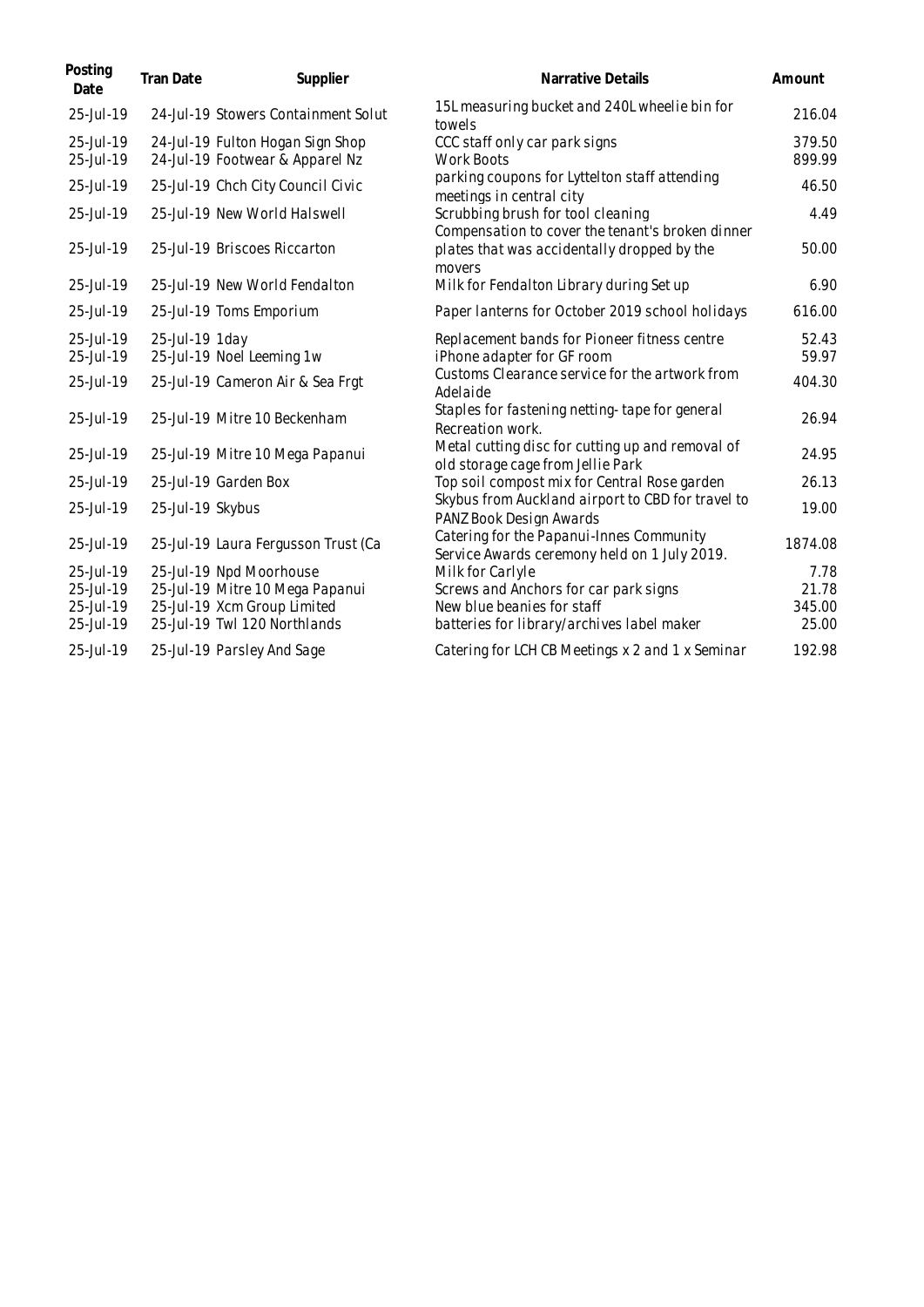| Posting Date | Tran Date | Supplier | Narrative Details | Amount |
|---|---|---|---|---|
| 25-Jul-19 | 24-Jul-19 | Stowers Containment Solut | 15L measuring bucket and 240L wheelie bin for towels | 216.04 |
| 25-Jul-19 | 24-Jul-19 | Fulton Hogan Sign Shop | CCC staff only car park signs | 379.50 |
| 25-Jul-19 | 24-Jul-19 | Footwear & Apparel Nz | Work Boots | 899.99 |
| 25-Jul-19 | 25-Jul-19 | Chch City Council Civic | parking coupons for Lyttelton staff attending meetings in central city | 46.50 |
| 25-Jul-19 | 25-Jul-19 | New World Halswell | Scrubbing brush for tool cleaning | 4.49 |
| 25-Jul-19 | 25-Jul-19 | Briscoes Riccarton | Compensation to cover the tenant's broken dinner plates that was accidentally dropped by the movers | 50.00 |
| 25-Jul-19 | 25-Jul-19 | New World Fendalton | Milk for Fendalton Library during Set up | 6.90 |
| 25-Jul-19 | 25-Jul-19 | Toms Emporium | Paper lanterns for October 2019 school holidays | 616.00 |
| 25-Jul-19 | 25-Jul-19 | 1day | Replacement bands for Pioneer fitness centre | 52.43 |
| 25-Jul-19 | 25-Jul-19 | Noel Leeming 1w | iPhone adapter for GF room | 59.97 |
| 25-Jul-19 | 25-Jul-19 | Cameron Air & Sea Frgt | Customs Clearance service for the artwork from Adelaide | 404.30 |
| 25-Jul-19 | 25-Jul-19 | Mitre 10 Beckenham | Staples for fastening netting- tape for general Recreation work. | 26.94 |
| 25-Jul-19 | 25-Jul-19 | Mitre 10 Mega Papanui | Metal cutting disc for cutting up and removal of old storage cage from Jellie Park | 24.95 |
| 25-Jul-19 | 25-Jul-19 | Garden Box | Top soil compost mix for Central Rose garden | 26.13 |
| 25-Jul-19 | 25-Jul-19 | Skybus | Skybus from Auckland airport to CBD for travel to PANZ Book Design Awards | 19.00 |
| 25-Jul-19 | 25-Jul-19 | Laura Fergusson Trust (Ca | Catering for the Papanui-Innes Community Service Awards ceremony held on 1 July 2019. | 1874.08 |
| 25-Jul-19 | 25-Jul-19 | Npd Moorhouse | Milk for Carlyle | 7.78 |
| 25-Jul-19 | 25-Jul-19 | Mitre 10 Mega Papanui | Screws and Anchors for car park signs | 21.78 |
| 25-Jul-19 | 25-Jul-19 | Xcm Group Limited | New blue beanies for staff | 345.00 |
| 25-Jul-19 | 25-Jul-19 | Twl 120 Northlands | batteries for library/archives label maker | 25.00 |
| 25-Jul-19 | 25-Jul-19 | Parsley And Sage | Catering for LCH CB Meetings x 2 and 1 x Seminar | 192.98 |